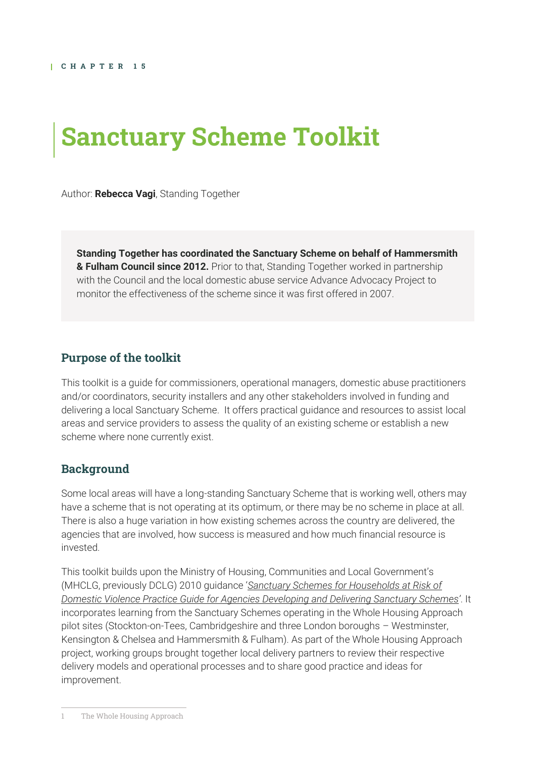CHAPTER 15

# Sanctuary Scheme Toolkit

Author: **Rebecca Vagi**, Standing Together

**Standing Together has coordinated the Sanctuary Scheme on behalf of Hammersmith & Fulham Council since 2012.** Prior to that, Standing Together worked in partnership with the Council and the local domestic abuse service Advance Advocacy Project to monitor the effectiveness of the scheme since it was first offered in 2007.

## Purpose of the toolkit

This toolkit is a guide for commissioners, operational managers, domestic abuse practitioners and/or coordinators, security installers and any other stakeholders involved in funding and delivering a local Sanctuary Scheme. It offers practical guidance and resources to assist local areas and service providers to assess the quality of an existing scheme or establish a new scheme where none currently exist.

## Background

Some local areas will have a long-standing Sanctuary Scheme that is working well, others may have a scheme that is not operating at its optimum, or there may be no scheme in place at all. There is also a huge variation in how existing schemes across the country are delivered, the agencies that are involved, how success is measured and how much financial resource is invested.

This toolkit builds upon the Ministry of Housing, Communities and Local Government's (MHCLG, previously DCLG) 2010 guidance '*Sanctuary Schemes for Households at Risk of Domestic Violence Practice Guide for Agencies Developing and Delivering Sanctuary Schemes*'. It incorporates learning from the Sanctuary Schemes operating in the Whole Housing Approach pilot sites (Stockton-on-Tees, Cambridgeshire and three London boroughs – Westminster, Kensington & Chelsea and Hammersmith & Fulham). As part of the Whole Housing Approach project, working groups brought together local delivery partners to review their respective delivery models and operational processes and to share good practice and ideas for improvement.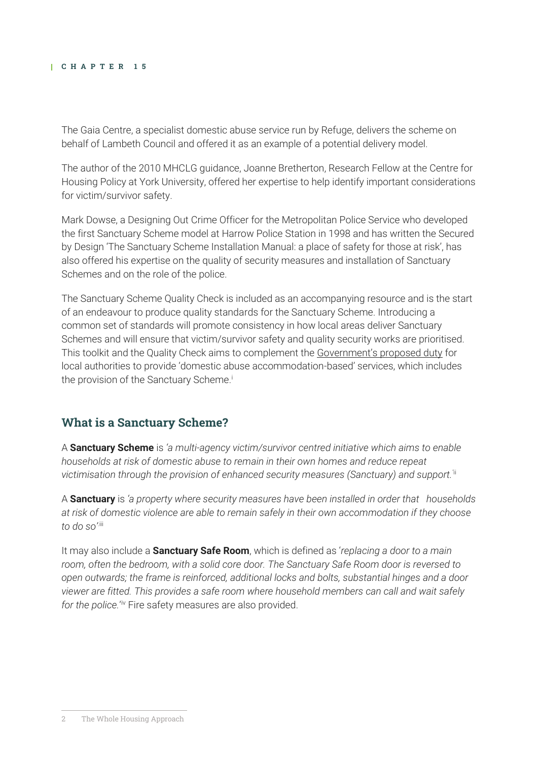The Gaia Centre, a specialist domestic abuse service run by Refuge, delivers the scheme on behalf of Lambeth Council and offered it as an example of a potential delivery model.

The author of the 2010 MHCLG guidance, Joanne Bretherton, Research Fellow at the Centre for Housing Policy at York University, offered her expertise to help identify important considerations for victim/survivor safety.

Mark Dowse, a Designing Out Crime Officer for the Metropolitan Police Service who developed the first Sanctuary Scheme model at Harrow Police Station in 1998 and has written the Secured by Design 'The Sanctuary Scheme Installation Manual: a place of safety for those at risk', has also offered his expertise on the quality of security measures and installation of Sanctuary Schemes and on the role of the police.

The Sanctuary Scheme Quality Check is included as an accompanying resource and is the start of an endeavour to produce quality standards for the Sanctuary Scheme. Introducing a common set of standards will promote consistency in how local areas deliver Sanctuary Schemes and will ensure that victim/survivor safety and quality security works are prioritised. This toolkit and the Quality Check aims to complement the Government's proposed duty for local authorities to provide 'domestic abuse accommodation-based' services, which includes the provision of the Sanctuary Scheme.[i]

## What is a Sanctuary Scheme?

A **Sanctuary Scheme** is *'a multi-agency victim/survivor centred initiative which aims to enable households at risk of domestic abuse to remain in their own homes and reduce repeat victimisation through the provision of enhanced security measures (Sanctuary) and support.'*[ii]

A **Sanctuary** is *'a property where security measures have been installed in order that households at risk of domestic violence are able to remain safely in their own accommodation if they choose to do so'*.[iii]

It may also include a **Sanctuary Safe Room**, which is defined as '*replacing a door to a main room, often the bedroom, with a solid core door. The Sanctuary Safe Room door is reversed to open outwards; the frame is reinforced, additional locks and bolts, substantial hinges and a door viewer are fitted. This provides a safe room where household members can call and wait safely for the police.*'[iv] Fire safety measures are also provided.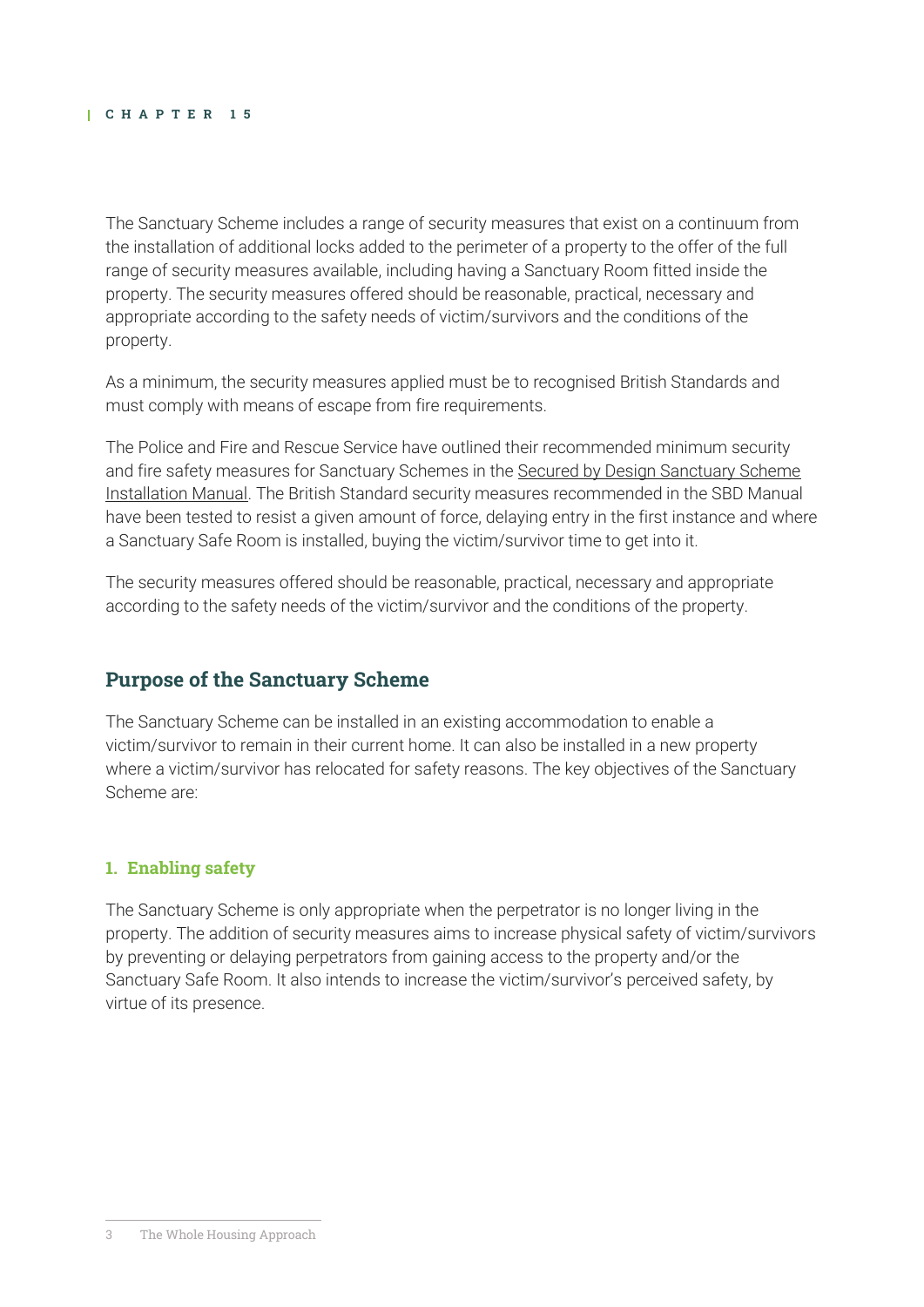The Sanctuary Scheme includes a range of security measures that exist on a continuum from the installation of additional locks added to the perimeter of a property to the offer of the full range of security measures available, including having a Sanctuary Room fitted inside the property. The security measures offered should be reasonable, practical, necessary and appropriate according to the safety needs of victim/survivors and the conditions of the property.

As a minimum, the security measures applied must be to recognised British Standards and must comply with means of escape from fire requirements.

The Police and Fire and Rescue Service have outlined their recommended minimum security and fire safety measures for Sanctuary Schemes in the Secured by Design Sanctuary Scheme Installation Manual. The British Standard security measures recommended in the SBD Manual have been tested to resist a given amount of force, delaying entry in the first instance and where a Sanctuary Safe Room is installed, buying the victim/survivor time to get into it.

The security measures offered should be reasonable, practical, necessary and appropriate according to the safety needs of the victim/survivor and the conditions of the property.

## Purpose of the Sanctuary Scheme

The Sanctuary Scheme can be installed in an existing accommodation to enable a victim/survivor to remain in their current home. It can also be installed in a new property where a victim/survivor has relocated for safety reasons. The key objectives of the Sanctuary Scheme are:

### 1. Enabling safety

The Sanctuary Scheme is only appropriate when the perpetrator is no longer living in the property. The addition of security measures aims to increase physical safety of victim/survivors by preventing or delaying perpetrators from gaining access to the property and/or the Sanctuary Safe Room. It also intends to increase the victim/survivor's perceived safety, by virtue of its presence.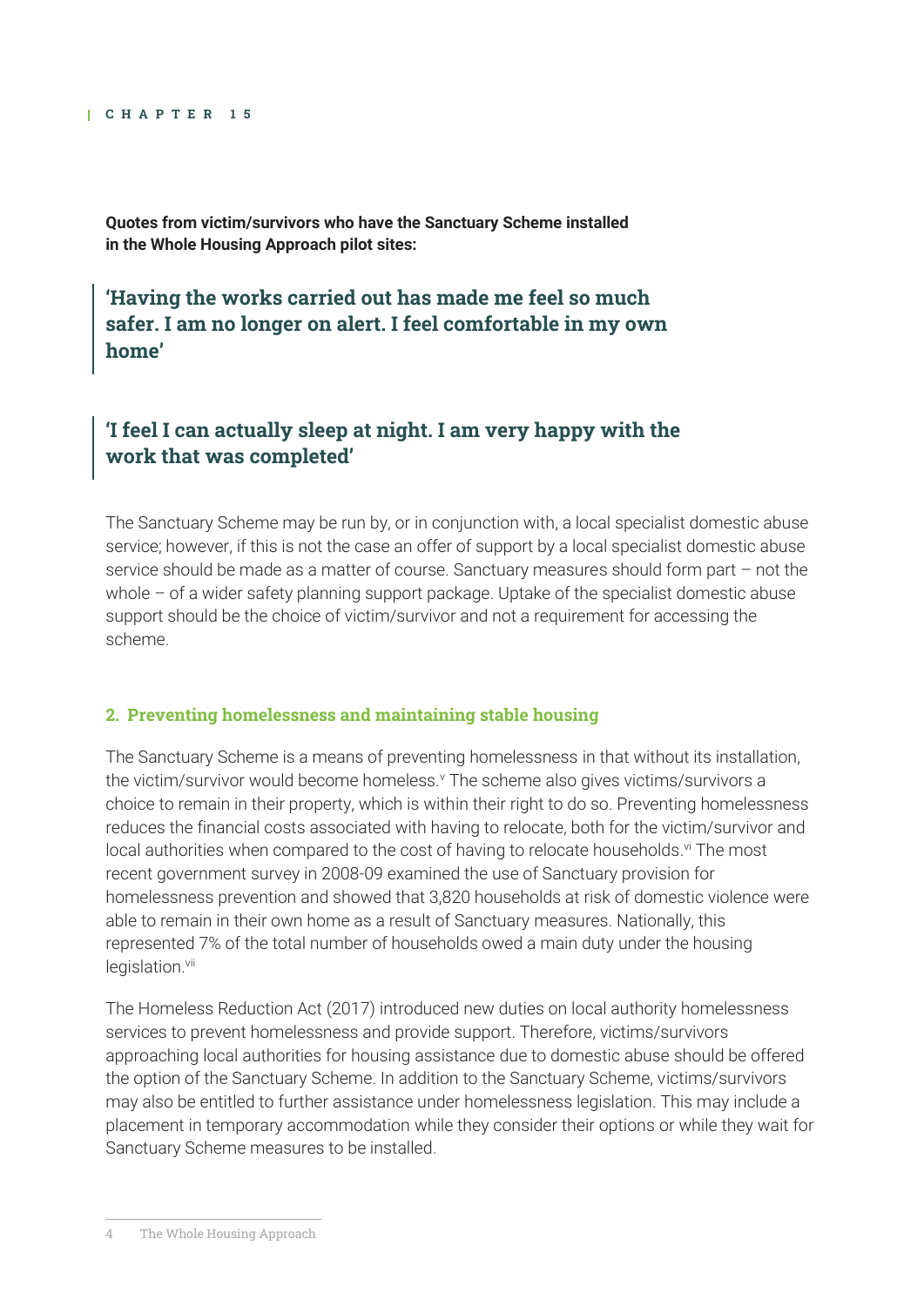**Quotes from victim/survivors who have the Sanctuary Scheme installed in the Whole Housing Approach pilot sites:**

> **'Having the works carried out has made me feel so much safer. I am no longer on alert. I feel comfortable in my own home'**

> **'I feel I can actually sleep at night. I am very happy with the work that was completed'**

The Sanctuary Scheme may be run by, or in conjunction with, a local specialist domestic abuse service; however, if this is not the case an offer of support by a local specialist domestic abuse service should be made as a matter of course. Sanctuary measures should form part – not the whole – of a wider safety planning support package. Uptake of the specialist domestic abuse support should be the choice of victim/survivor and not a requirement for accessing the scheme.

### 2. Preventing homelessness and maintaining stable housing

The Sanctuary Scheme is a means of preventing homelessness in that without its installation, the victim/survivor would become homeless.[v] The scheme also gives victims/survivors a choice to remain in their property, which is within their right to do so. Preventing homelessness reduces the financial costs associated with having to relocate, both for the victim/survivor and local authorities when compared to the cost of having to relocate households.[vi] The most recent government survey in 2008-09 examined the use of Sanctuary provision for homelessness prevention and showed that 3,820 households at risk of domestic violence were able to remain in their own home as a result of Sanctuary measures. Nationally, this represented 7% of the total number of households owed a main duty under the housing legislation.[vii]

The Homeless Reduction Act (2017) introduced new duties on local authority homelessness services to prevent homelessness and provide support. Therefore, victims/survivors approaching local authorities for housing assistance due to domestic abuse should be offered the option of the Sanctuary Scheme. In addition to the Sanctuary Scheme, victims/survivors may also be entitled to further assistance under homelessness legislation. This may include a placement in temporary accommodation while they consider their options or while they wait for Sanctuary Scheme measures to be installed.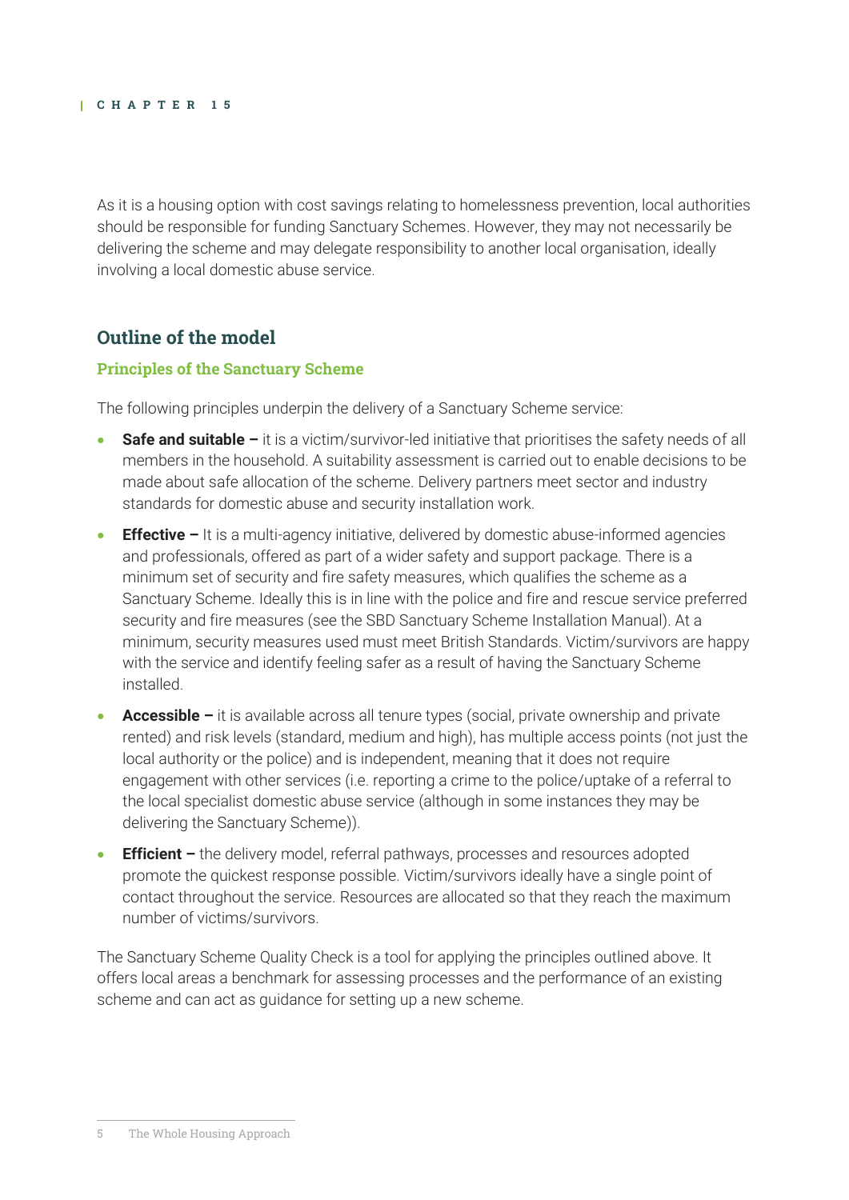As it is a housing option with cost savings relating to homelessness prevention, local authorities should be responsible for funding Sanctuary Schemes. However, they may not necessarily be delivering the scheme and may delegate responsibility to another local organisation, ideally involving a local domestic abuse service.

## Outline of the model

### Principles of the Sanctuary Scheme

The following principles underpin the delivery of a Sanctuary Scheme service:

- **Safe and suitable –** it is a victim/survivor-led initiative that prioritises the safety needs of all members in the household. A suitability assessment is carried out to enable decisions to be made about safe allocation of the scheme. Delivery partners meet sector and industry standards for domestic abuse and security installation work.
- **Effective –** It is a multi-agency initiative, delivered by domestic abuse-informed agencies and professionals, offered as part of a wider safety and support package. There is a minimum set of security and fire safety measures, which qualifies the scheme as a Sanctuary Scheme. Ideally this is in line with the police and fire and rescue service preferred security and fire measures (see the SBD Sanctuary Scheme Installation Manual). At a minimum, security measures used must meet British Standards. Victim/survivors are happy with the service and identify feeling safer as a result of having the Sanctuary Scheme installed.
- **Accessible –** it is available across all tenure types (social, private ownership and private rented) and risk levels (standard, medium and high), has multiple access points (not just the local authority or the police) and is independent, meaning that it does not require engagement with other services (i.e. reporting a crime to the police/uptake of a referral to the local specialist domestic abuse service (although in some instances they may be delivering the Sanctuary Scheme)).
- **Efficient –** the delivery model, referral pathways, processes and resources adopted promote the quickest response possible. Victim/survivors ideally have a single point of contact throughout the service. Resources are allocated so that they reach the maximum number of victims/survivors.

The Sanctuary Scheme Quality Check is a tool for applying the principles outlined above. It offers local areas a benchmark for assessing processes and the performance of an existing scheme and can act as guidance for setting up a new scheme.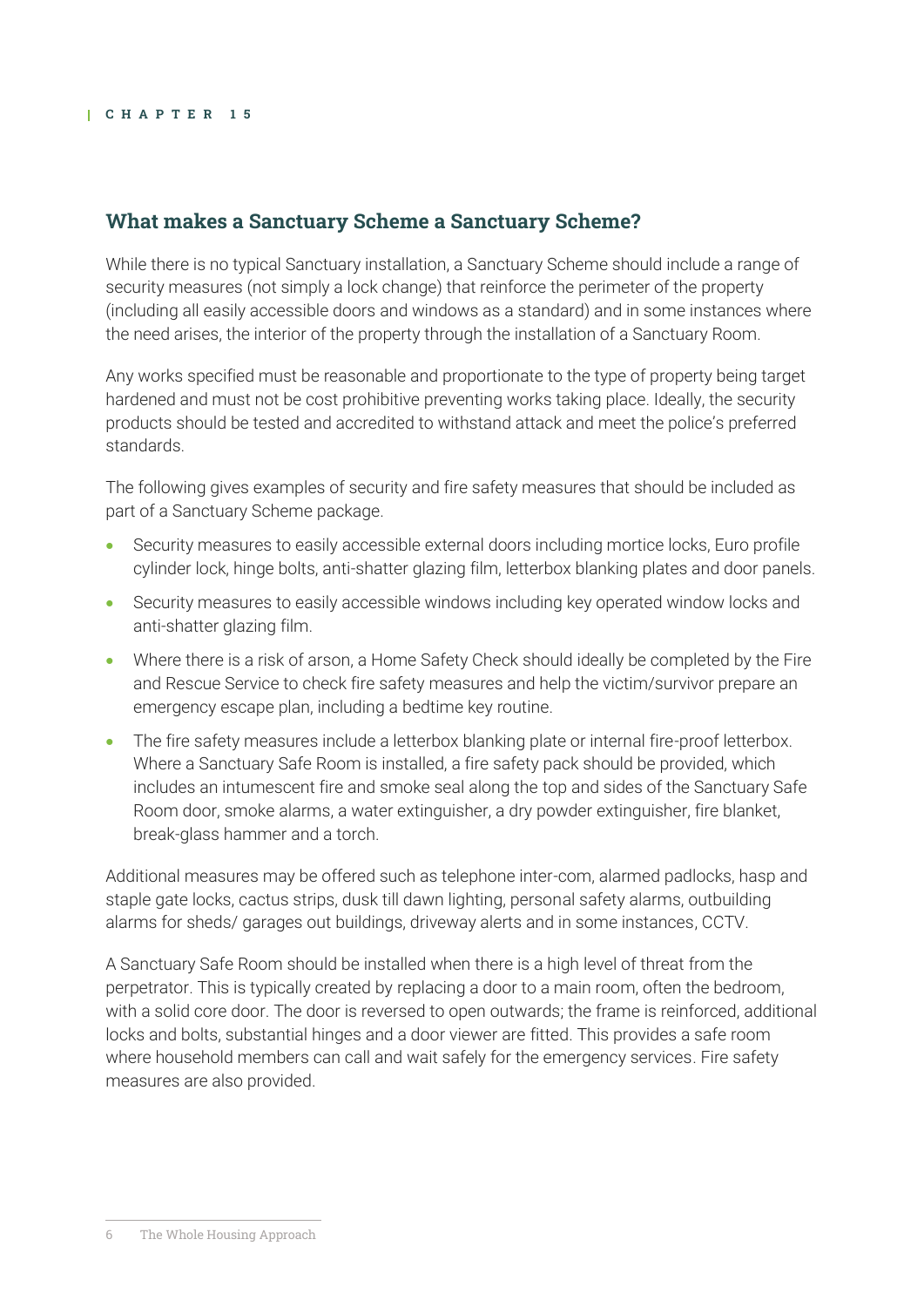## What makes a Sanctuary Scheme a Sanctuary Scheme?

While there is no typical Sanctuary installation, a Sanctuary Scheme should include a range of security measures (not simply a lock change) that reinforce the perimeter of the property (including all easily accessible doors and windows as a standard) and in some instances where the need arises, the interior of the property through the installation of a Sanctuary Room.

Any works specified must be reasonable and proportionate to the type of property being target hardened and must not be cost prohibitive preventing works taking place. Ideally, the security products should be tested and accredited to withstand attack and meet the police's preferred standards.

The following gives examples of security and fire safety measures that should be included as part of a Sanctuary Scheme package.

- Security measures to easily accessible external doors including mortice locks, Euro profile cylinder lock, hinge bolts, anti-shatter glazing film, letterbox blanking plates and door panels.
- Security measures to easily accessible windows including key operated window locks and anti-shatter glazing film.
- Where there is a risk of arson, a Home Safety Check should ideally be completed by the Fire and Rescue Service to check fire safety measures and help the victim/survivor prepare an emergency escape plan, including a bedtime key routine.
- The fire safety measures include a letterbox blanking plate or internal fire-proof letterbox. Where a Sanctuary Safe Room is installed, a fire safety pack should be provided, which includes an intumescent fire and smoke seal along the top and sides of the Sanctuary Safe Room door, smoke alarms, a water extinguisher, a dry powder extinguisher, fire blanket, break-glass hammer and a torch.

Additional measures may be offered such as telephone inter-com, alarmed padlocks, hasp and staple gate locks, cactus strips, dusk till dawn lighting, personal safety alarms, outbuilding alarms for sheds/ garages out buildings, driveway alerts and in some instances, CCTV.

A Sanctuary Safe Room should be installed when there is a high level of threat from the perpetrator. This is typically created by replacing a door to a main room, often the bedroom, with a solid core door. The door is reversed to open outwards; the frame is reinforced, additional locks and bolts, substantial hinges and a door viewer are fitted. This provides a safe room where household members can call and wait safely for the emergency services. Fire safety measures are also provided.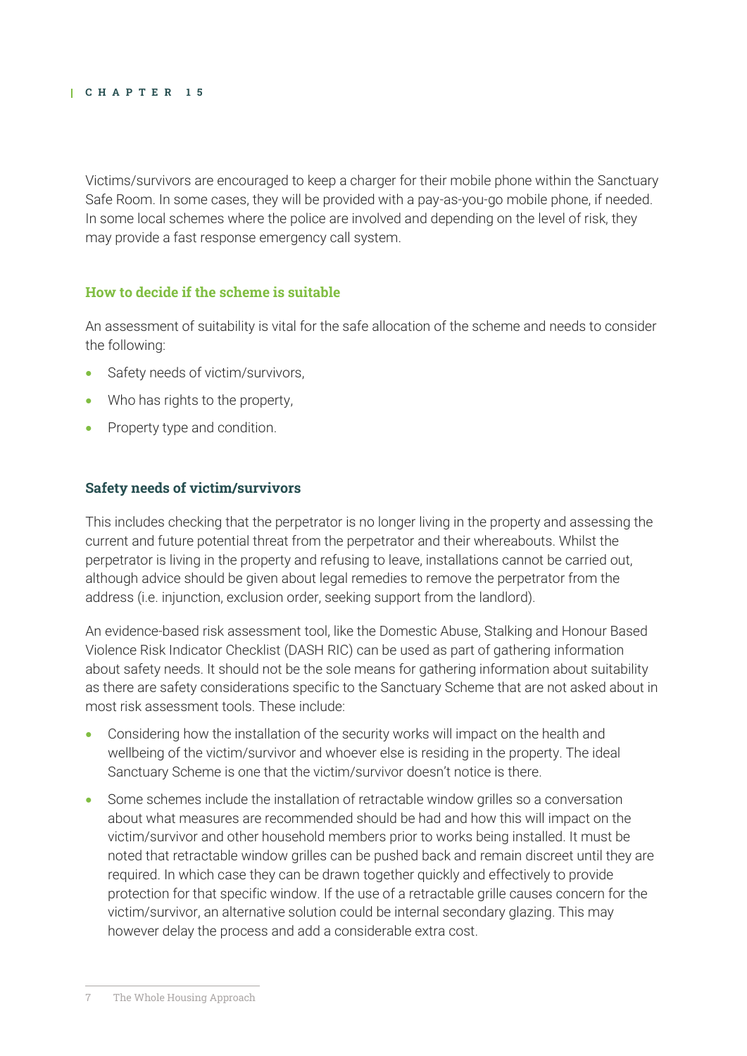Victims/survivors are encouraged to keep a charger for their mobile phone within the Sanctuary Safe Room. In some cases, they will be provided with a pay-as-you-go mobile phone, if needed. In some local schemes where the police are involved and depending on the level of risk, they may provide a fast response emergency call system.

### How to decide if the scheme is suitable

An assessment of suitability is vital for the safe allocation of the scheme and needs to consider the following:

- Safety needs of victim/survivors,
- Who has rights to the property,
- Property type and condition.

### Safety needs of victim/survivors

This includes checking that the perpetrator is no longer living in the property and assessing the current and future potential threat from the perpetrator and their whereabouts. Whilst the perpetrator is living in the property and refusing to leave, installations cannot be carried out, although advice should be given about legal remedies to remove the perpetrator from the address (i.e. injunction, exclusion order, seeking support from the landlord).

An evidence-based risk assessment tool, like the Domestic Abuse, Stalking and Honour Based Violence Risk Indicator Checklist (DASH RIC) can be used as part of gathering information about safety needs. It should not be the sole means for gathering information about suitability as there are safety considerations specific to the Sanctuary Scheme that are not asked about in most risk assessment tools. These include:

- Considering how the installation of the security works will impact on the health and wellbeing of the victim/survivor and whoever else is residing in the property. The ideal Sanctuary Scheme is one that the victim/survivor doesn't notice is there.
- Some schemes include the installation of retractable window grilles so a conversation about what measures are recommended should be had and how this will impact on the victim/survivor and other household members prior to works being installed. It must be noted that retractable window grilles can be pushed back and remain discreet until they are required. In which case they can be drawn together quickly and effectively to provide protection for that specific window. If the use of a retractable grille causes concern for the victim/survivor, an alternative solution could be internal secondary glazing. This may however delay the process and add a considerable extra cost.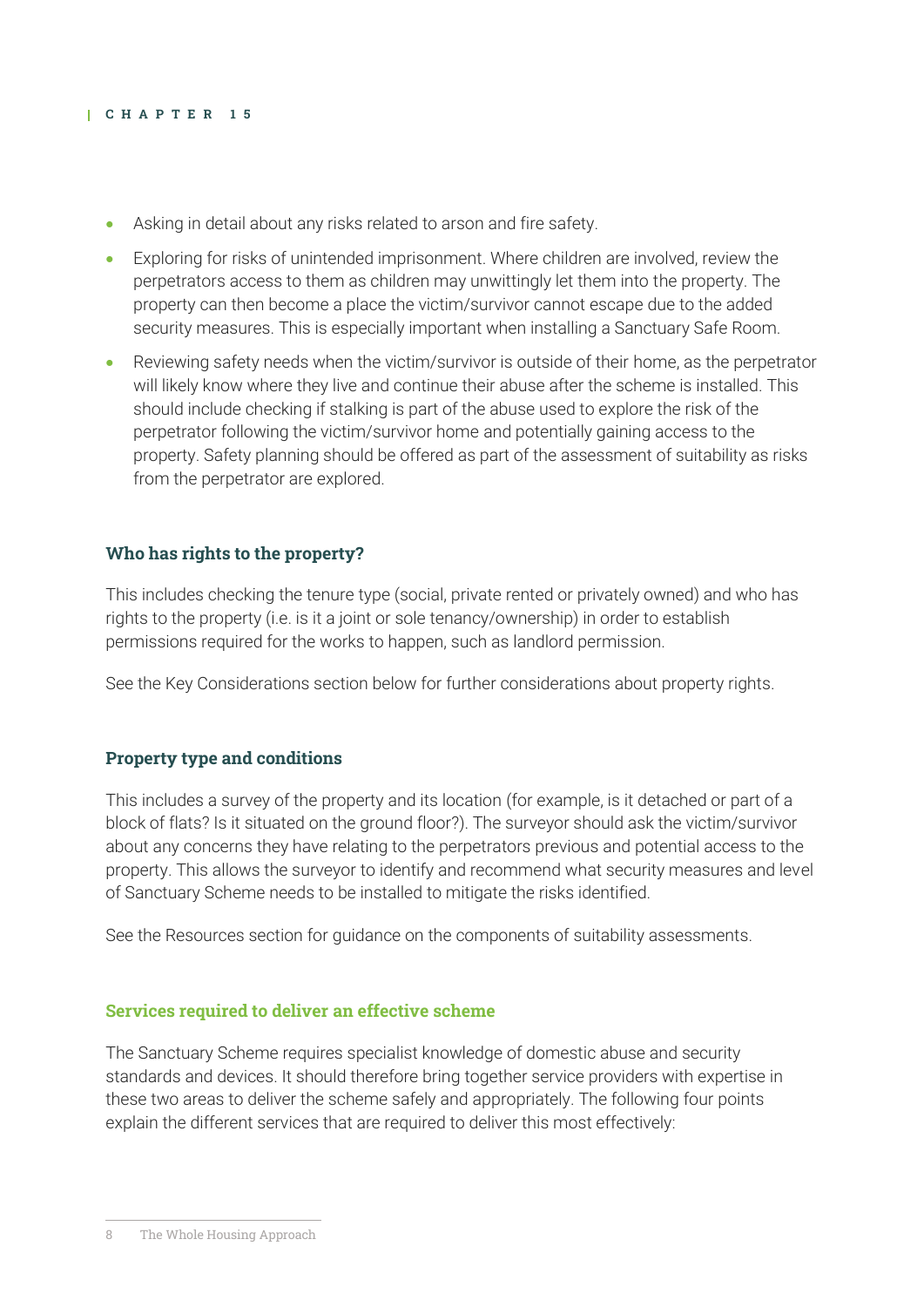- Asking in detail about any risks related to arson and fire safety.
- Exploring for risks of unintended imprisonment. Where children are involved, review the perpetrators access to them as children may unwittingly let them into the property. The property can then become a place the victim/survivor cannot escape due to the added security measures. This is especially important when installing a Sanctuary Safe Room.
- Reviewing safety needs when the victim/survivor is outside of their home, as the perpetrator will likely know where they live and continue their abuse after the scheme is installed. This should include checking if stalking is part of the abuse used to explore the risk of the perpetrator following the victim/survivor home and potentially gaining access to the property. Safety planning should be offered as part of the assessment of suitability as risks from the perpetrator are explored.

### Who has rights to the property?

This includes checking the tenure type (social, private rented or privately owned) and who has rights to the property (i.e. is it a joint or sole tenancy/ownership) in order to establish permissions required for the works to happen, such as landlord permission.

See the Key Considerations section below for further considerations about property rights.

### Property type and conditions

This includes a survey of the property and its location (for example, is it detached or part of a block of flats? Is it situated on the ground floor?). The surveyor should ask the victim/survivor about any concerns they have relating to the perpetrators previous and potential access to the property. This allows the surveyor to identify and recommend what security measures and level of Sanctuary Scheme needs to be installed to mitigate the risks identified.

See the Resources section for guidance on the components of suitability assessments.

### Services required to deliver an effective scheme

The Sanctuary Scheme requires specialist knowledge of domestic abuse and security standards and devices. It should therefore bring together service providers with expertise in these two areas to deliver the scheme safely and appropriately. The following four points explain the different services that are required to deliver this most effectively: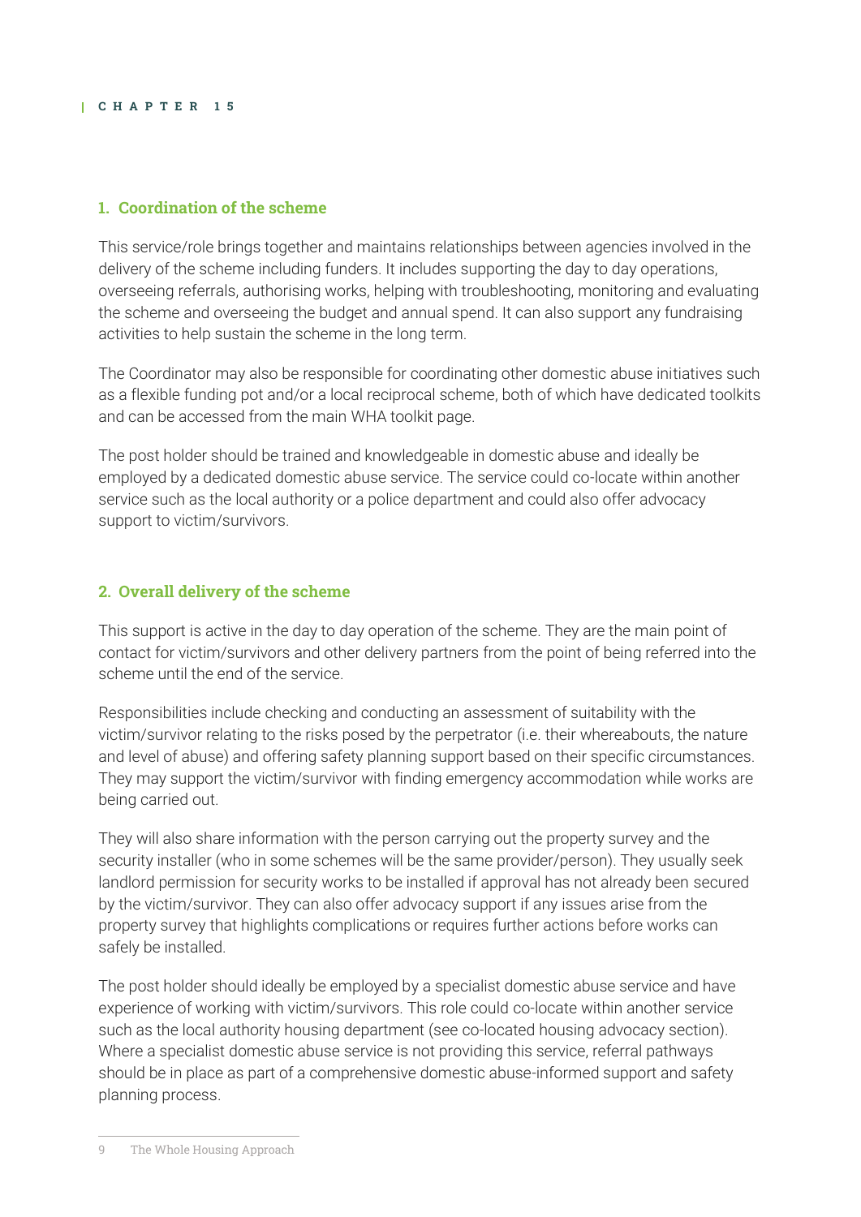### 1. Coordination of the scheme

This service/role brings together and maintains relationships between agencies involved in the delivery of the scheme including funders. It includes supporting the day to day operations, overseeing referrals, authorising works, helping with troubleshooting, monitoring and evaluating the scheme and overseeing the budget and annual spend. It can also support any fundraising activities to help sustain the scheme in the long term.

The Coordinator may also be responsible for coordinating other domestic abuse initiatives such as a flexible funding pot and/or a local reciprocal scheme, both of which have dedicated toolkits and can be accessed from the main WHA toolkit page.

The post holder should be trained and knowledgeable in domestic abuse and ideally be employed by a dedicated domestic abuse service. The service could co-locate within another service such as the local authority or a police department and could also offer advocacy support to victim/survivors.

### 2. Overall delivery of the scheme

This support is active in the day to day operation of the scheme. They are the main point of contact for victim/survivors and other delivery partners from the point of being referred into the scheme until the end of the service.

Responsibilities include checking and conducting an assessment of suitability with the victim/survivor relating to the risks posed by the perpetrator (i.e. their whereabouts, the nature and level of abuse) and offering safety planning support based on their specific circumstances. They may support the victim/survivor with finding emergency accommodation while works are being carried out.

They will also share information with the person carrying out the property survey and the security installer (who in some schemes will be the same provider/person). They usually seek landlord permission for security works to be installed if approval has not already been secured by the victim/survivor. They can also offer advocacy support if any issues arise from the property survey that highlights complications or requires further actions before works can safely be installed.

The post holder should ideally be employed by a specialist domestic abuse service and have experience of working with victim/survivors. This role could co-locate within another service such as the local authority housing department (see co-located housing advocacy section). Where a specialist domestic abuse service is not providing this service, referral pathways should be in place as part of a comprehensive domestic abuse-informed support and safety planning process.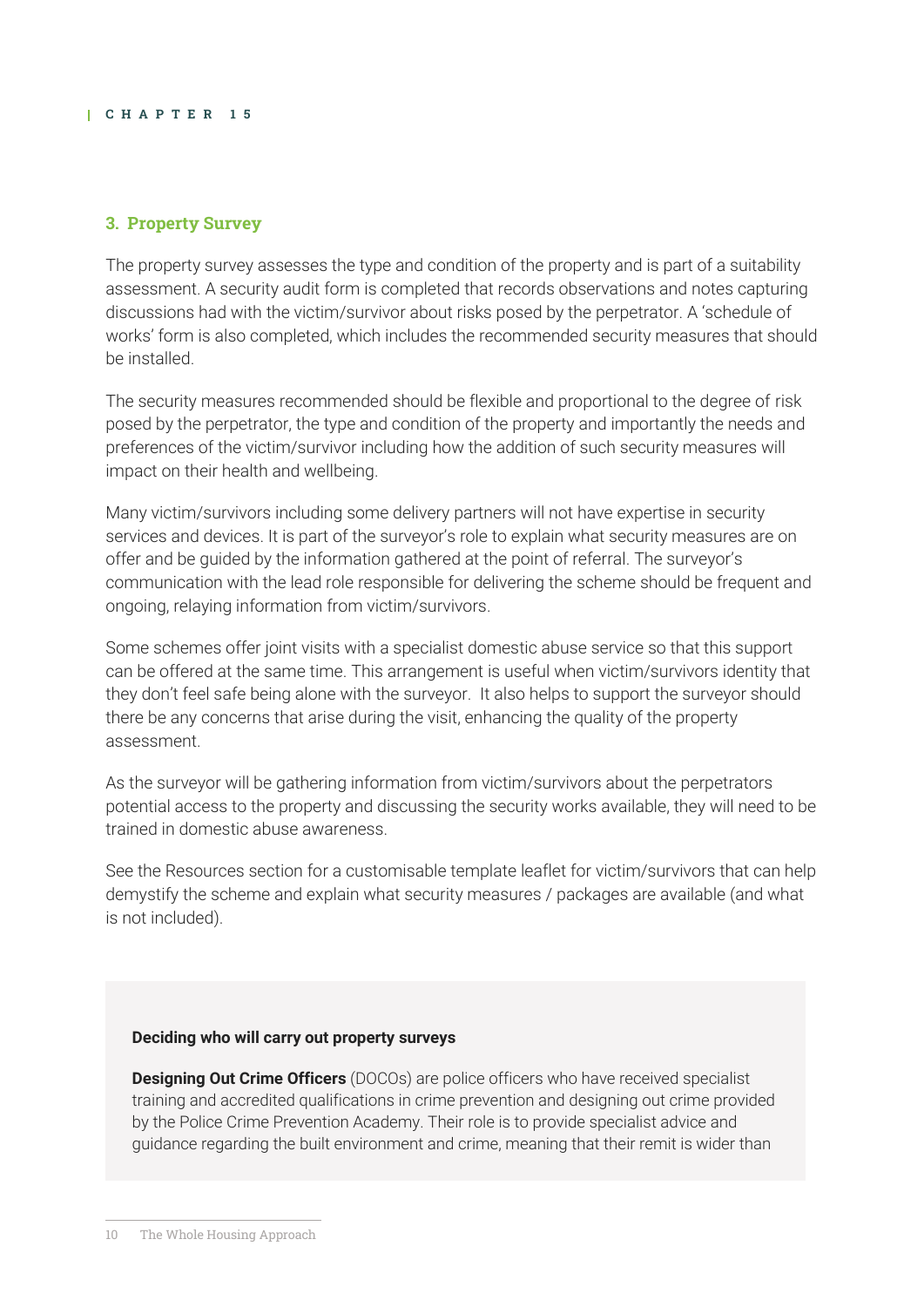### 3. Property Survey

The property survey assesses the type and condition of the property and is part of a suitability assessment. A security audit form is completed that records observations and notes capturing discussions had with the victim/survivor about risks posed by the perpetrator. A 'schedule of works' form is also completed, which includes the recommended security measures that should be installed.

The security measures recommended should be flexible and proportional to the degree of risk posed by the perpetrator, the type and condition of the property and importantly the needs and preferences of the victim/survivor including how the addition of such security measures will impact on their health and wellbeing.

Many victim/survivors including some delivery partners will not have expertise in security services and devices. It is part of the surveyor's role to explain what security measures are on offer and be guided by the information gathered at the point of referral. The surveyor's communication with the lead role responsible for delivering the scheme should be frequent and ongoing, relaying information from victim/survivors.

Some schemes offer joint visits with a specialist domestic abuse service so that this support can be offered at the same time. This arrangement is useful when victim/survivors identity that they don't feel safe being alone with the surveyor. It also helps to support the surveyor should there be any concerns that arise during the visit, enhancing the quality of the property assessment.

As the surveyor will be gathering information from victim/survivors about the perpetrators potential access to the property and discussing the security works available, they will need to be trained in domestic abuse awareness.

See the Resources section for a customisable template leaflet for victim/survivors that can help demystify the scheme and explain what security measures / packages are available (and what is not included).

**Deciding who will carry out property surveys**

**Designing Out Crime Officers** (DOCOs) are police officers who have received specialist training and accredited qualifications in crime prevention and designing out crime provided by the Police Crime Prevention Academy. Their role is to provide specialist advice and guidance regarding the built environment and crime, meaning that their remit is wider than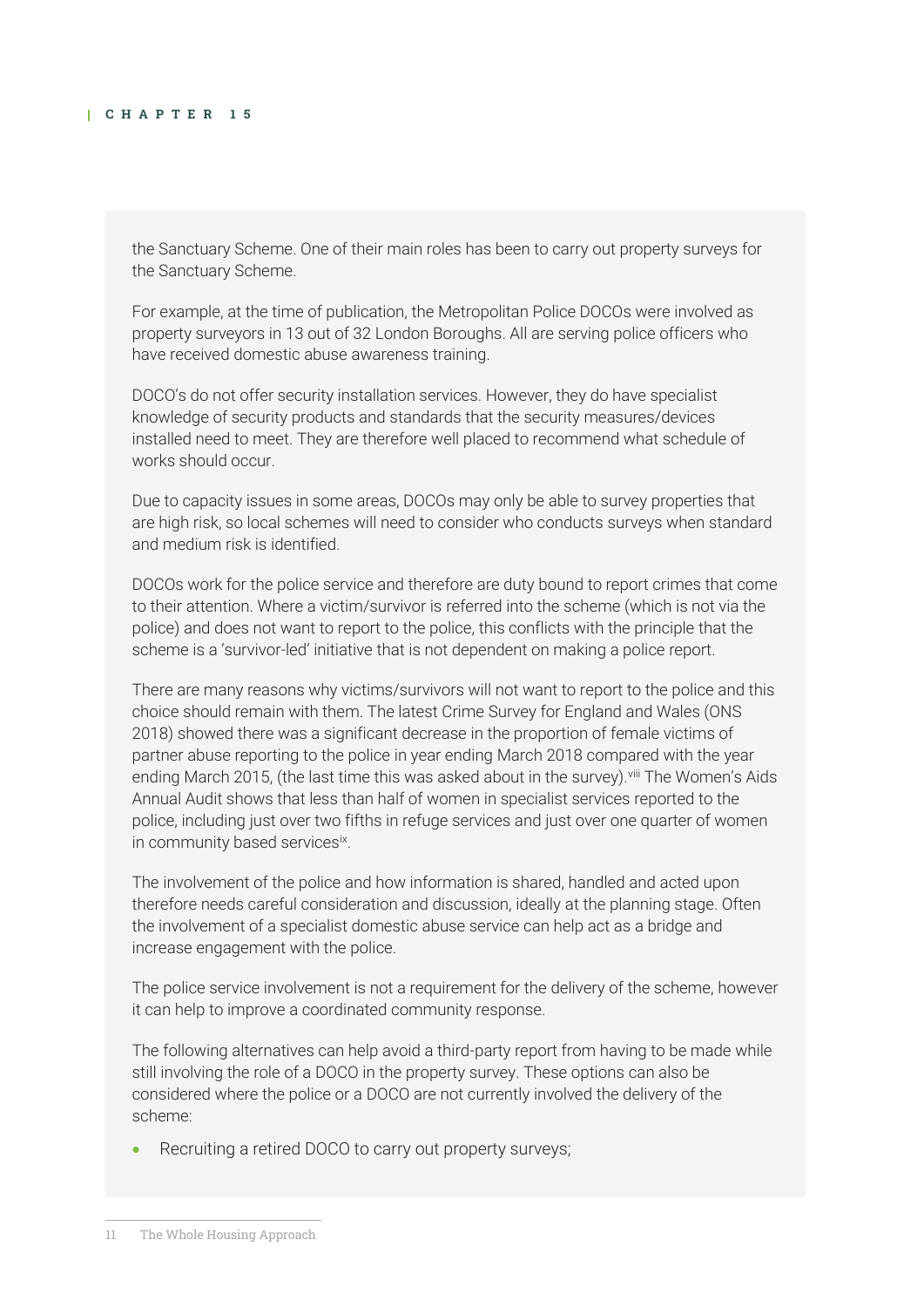the Sanctuary Scheme. One of their main roles has been to carry out property surveys for the Sanctuary Scheme.

For example, at the time of publication, the Metropolitan Police DOCOs were involved as property surveyors in 13 out of 32 London Boroughs. All are serving police officers who have received domestic abuse awareness training.

DOCO's do not offer security installation services. However, they do have specialist knowledge of security products and standards that the security measures/devices installed need to meet. They are therefore well placed to recommend what schedule of works should occur.

Due to capacity issues in some areas, DOCOs may only be able to survey properties that are high risk, so local schemes will need to consider who conducts surveys when standard and medium risk is identified.

DOCOs work for the police service and therefore are duty bound to report crimes that come to their attention. Where a victim/survivor is referred into the scheme (which is not via the police) and does not want to report to the police, this conflicts with the principle that the scheme is a 'survivor-led' initiative that is not dependent on making a police report.

There are many reasons why victims/survivors will not want to report to the police and this choice should remain with them. The latest Crime Survey for England and Wales (ONS 2018) showed there was a significant decrease in the proportion of female victims of partner abuse reporting to the police in year ending March 2018 compared with the year ending March 2015, (the last time this was asked about in the survey).[viii] The Women's Aids Annual Audit shows that less than half of women in specialist services reported to the police, including just over two fifths in refuge services and just over one quarter of women in community based services[ix].

The involvement of the police and how information is shared, handled and acted upon therefore needs careful consideration and discussion, ideally at the planning stage. Often the involvement of a specialist domestic abuse service can help act as a bridge and increase engagement with the police.

The police service involvement is not a requirement for the delivery of the scheme, however it can help to improve a coordinated community response.

The following alternatives can help avoid a third-party report from having to be made while still involving the role of a DOCO in the property survey. These options can also be considered where the police or a DOCO are not currently involved the delivery of the scheme:

- Recruiting a retired DOCO to carry out property surveys;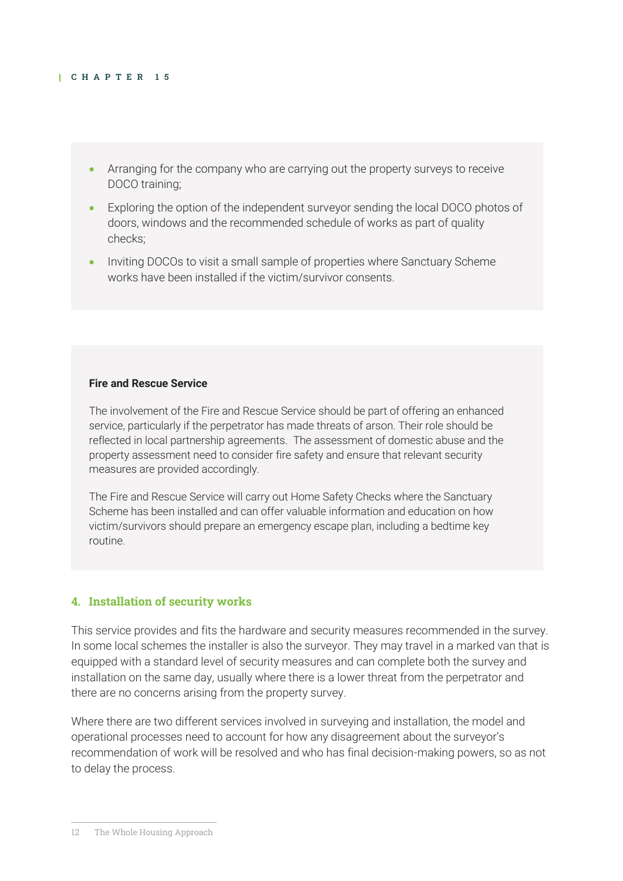- Arranging for the company who are carrying out the property surveys to receive DOCO training;
- Exploring the option of the independent surveyor sending the local DOCO photos of doors, windows and the recommended schedule of works as part of quality checks;
- Inviting DOCOs to visit a small sample of properties where Sanctuary Scheme works have been installed if the victim/survivor consents.

**Fire and Rescue Service**

The involvement of the Fire and Rescue Service should be part of offering an enhanced service, particularly if the perpetrator has made threats of arson. Their role should be reflected in local partnership agreements. The assessment of domestic abuse and the property assessment need to consider fire safety and ensure that relevant security measures are provided accordingly.

The Fire and Rescue Service will carry out Home Safety Checks where the Sanctuary Scheme has been installed and can offer valuable information and education on how victim/survivors should prepare an emergency escape plan, including a bedtime key routine.

## 4. Installation of security works

This service provides and fits the hardware and security measures recommended in the survey. In some local schemes the installer is also the surveyor. They may travel in a marked van that is equipped with a standard level of security measures and can complete both the survey and installation on the same day, usually where there is a lower threat from the perpetrator and there are no concerns arising from the property survey.

Where there are two different services involved in surveying and installation, the model and operational processes need to account for how any disagreement about the surveyor's recommendation of work will be resolved and who has final decision-making powers, so as not to delay the process.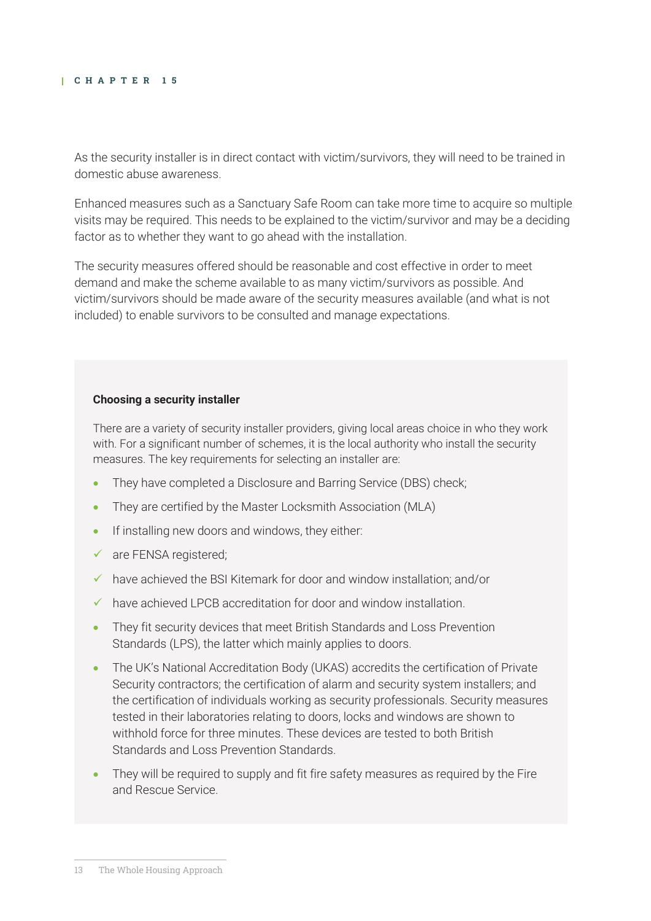As the security installer is in direct contact with victim/survivors, they will need to be trained in domestic abuse awareness.

Enhanced measures such as a Sanctuary Safe Room can take more time to acquire so multiple visits may be required. This needs to be explained to the victim/survivor and may be a deciding factor as to whether they want to go ahead with the installation.

The security measures offered should be reasonable and cost effective in order to meet demand and make the scheme available to as many victim/survivors as possible. And victim/survivors should be made aware of the security measures available (and what is not included) to enable survivors to be consulted and manage expectations.

**Choosing a security installer**

There are a variety of security installer providers, giving local areas choice in who they work with. For a significant number of schemes, it is the local authority who install the security measures. The key requirements for selecting an installer are:

- They have completed a Disclosure and Barring Service (DBS) check;
- They are certified by the Master Locksmith Association (MLA)
- If installing new doors and windows, they either:
  - ✓ are FENSA registered;
  - ✓ have achieved the BSI Kitemark for door and window installation; and/or
  - ✓ have achieved LPCB accreditation for door and window installation.
- They fit security devices that meet British Standards and Loss Prevention Standards (LPS), the latter which mainly applies to doors.
- The UK's National Accreditation Body (UKAS) accredits the certification of Private Security contractors; the certification of alarm and security system installers; and the certification of individuals working as security professionals. Security measures tested in their laboratories relating to doors, locks and windows are shown to withhold force for three minutes. These devices are tested to both British Standards and Loss Prevention Standards.
- They will be required to supply and fit fire safety measures as required by the Fire and Rescue Service.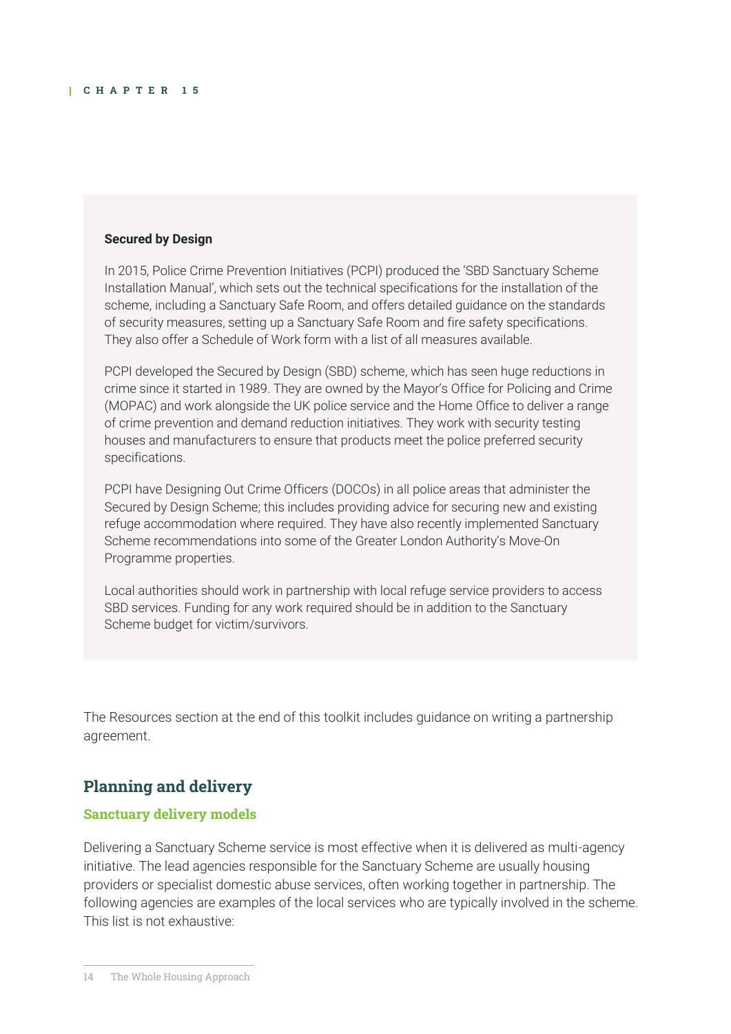**Secured by Design**

In 2015, Police Crime Prevention Initiatives (PCPI) produced the 'SBD Sanctuary Scheme Installation Manual', which sets out the technical specifications for the installation of the scheme, including a Sanctuary Safe Room, and offers detailed guidance on the standards of security measures, setting up a Sanctuary Safe Room and fire safety specifications. They also offer a Schedule of Work form with a list of all measures available.

PCPI developed the Secured by Design (SBD) scheme, which has seen huge reductions in crime since it started in 1989. They are owned by the Mayor's Office for Policing and Crime (MOPAC) and work alongside the UK police service and the Home Office to deliver a range of crime prevention and demand reduction initiatives. They work with security testing houses and manufacturers to ensure that products meet the police preferred security specifications.

PCPI have Designing Out Crime Officers (DOCOs) in all police areas that administer the Secured by Design Scheme; this includes providing advice for securing new and existing refuge accommodation where required. They have also recently implemented Sanctuary Scheme recommendations into some of the Greater London Authority's Move-On Programme properties.

Local authorities should work in partnership with local refuge service providers to access SBD services. Funding for any work required should be in addition to the Sanctuary Scheme budget for victim/survivors.

The Resources section at the end of this toolkit includes guidance on writing a partnership agreement.

## Planning and delivery

### Sanctuary delivery models

Delivering a Sanctuary Scheme service is most effective when it is delivered as multi-agency initiative. The lead agencies responsible for the Sanctuary Scheme are usually housing providers or specialist domestic abuse services, often working together in partnership. The following agencies are examples of the local services who are typically involved in the scheme. This list is not exhaustive: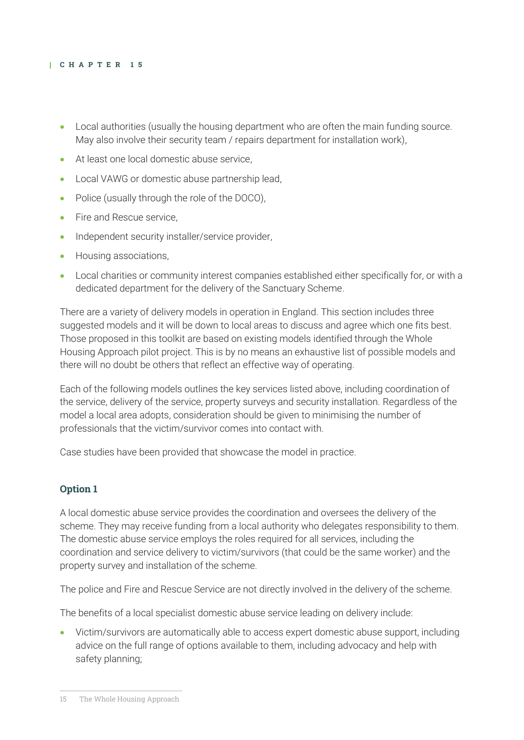- Local authorities (usually the housing department who are often the main funding source. May also involve their security team / repairs department for installation work),
- At least one local domestic abuse service,
- Local VAWG or domestic abuse partnership lead,
- Police (usually through the role of the DOCO),
- Fire and Rescue service,
- Independent security installer/service provider,
- Housing associations,
- Local charities or community interest companies established either specifically for, or with a dedicated department for the delivery of the Sanctuary Scheme.

There are a variety of delivery models in operation in England. This section includes three suggested models and it will be down to local areas to discuss and agree which one fits best. Those proposed in this toolkit are based on existing models identified through the Whole Housing Approach pilot project. This is by no means an exhaustive list of possible models and there will no doubt be others that reflect an effective way of operating.

Each of the following models outlines the key services listed above, including coordination of the service, delivery of the service, property surveys and security installation. Regardless of the model a local area adopts, consideration should be given to minimising the number of professionals that the victim/survivor comes into contact with.

Case studies have been provided that showcase the model in practice.

### Option 1

A local domestic abuse service provides the coordination and oversees the delivery of the scheme. They may receive funding from a local authority who delegates responsibility to them. The domestic abuse service employs the roles required for all services, including the coordination and service delivery to victim/survivors (that could be the same worker) and the property survey and installation of the scheme.

The police and Fire and Rescue Service are not directly involved in the delivery of the scheme.

The benefits of a local specialist domestic abuse service leading on delivery include:

- Victim/survivors are automatically able to access expert domestic abuse support, including advice on the full range of options available to them, including advocacy and help with safety planning;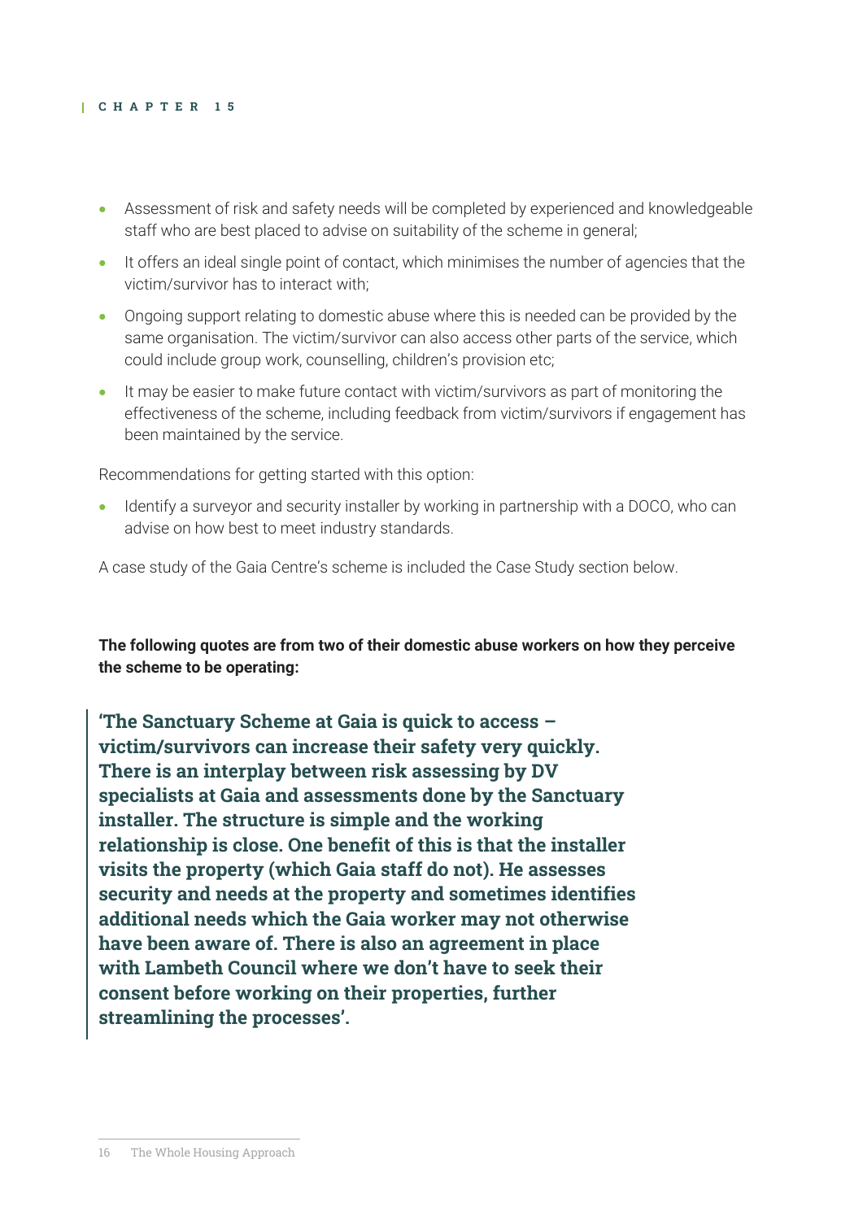- Assessment of risk and safety needs will be completed by experienced and knowledgeable staff who are best placed to advise on suitability of the scheme in general;
- It offers an ideal single point of contact, which minimises the number of agencies that the victim/survivor has to interact with;
- Ongoing support relating to domestic abuse where this is needed can be provided by the same organisation. The victim/survivor can also access other parts of the service, which could include group work, counselling, children's provision etc;
- It may be easier to make future contact with victim/survivors as part of monitoring the effectiveness of the scheme, including feedback from victim/survivors if engagement has been maintained by the service.

Recommendations for getting started with this option:

- Identify a surveyor and security installer by working in partnership with a DOCO, who can advise on how best to meet industry standards.

A case study of the Gaia Centre's scheme is included the Case Study section below.

**The following quotes are from two of their domestic abuse workers on how they perceive the scheme to be operating:**

> **'The Sanctuary Scheme at Gaia is quick to access – victim/survivors can increase their safety very quickly. There is an interplay between risk assessing by DV specialists at Gaia and assessments done by the Sanctuary installer. The structure is simple and the working relationship is close. One benefit of this is that the installer visits the property (which Gaia staff do not). He assesses security and needs at the property and sometimes identifies additional needs which the Gaia worker may not otherwise have been aware of. There is also an agreement in place with Lambeth Council where we don't have to seek their consent before working on their properties, further streamlining the processes'.**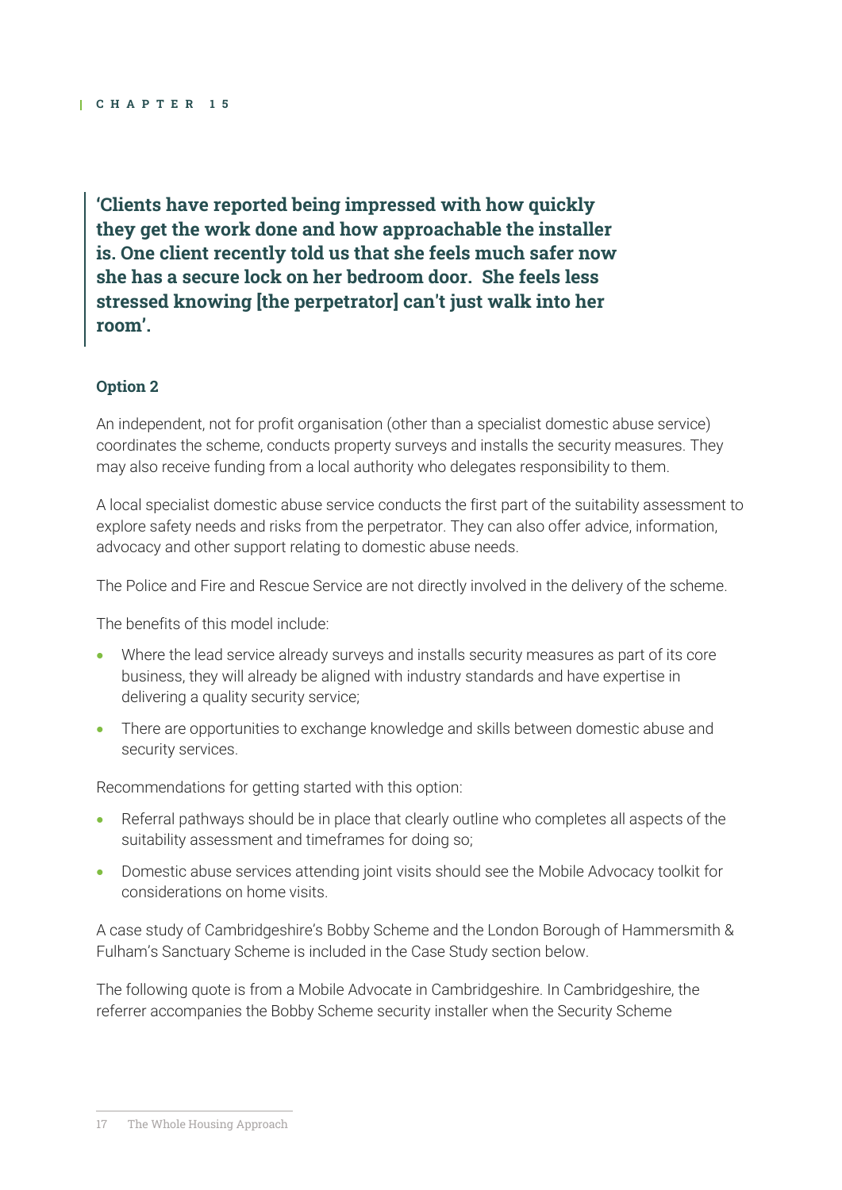> **'Clients have reported being impressed with how quickly they get the work done and how approachable the installer is. One client recently told us that she feels much safer now she has a secure lock on her bedroom door. She feels less stressed knowing [the perpetrator] can't just walk into her room'.**

**Option 2**

An independent, not for profit organisation (other than a specialist domestic abuse service) coordinates the scheme, conducts property surveys and installs the security measures. They may also receive funding from a local authority who delegates responsibility to them.

A local specialist domestic abuse service conducts the first part of the suitability assessment to explore safety needs and risks from the perpetrator. They can also offer advice, information, advocacy and other support relating to domestic abuse needs.

The Police and Fire and Rescue Service are not directly involved in the delivery of the scheme.

The benefits of this model include:

- Where the lead service already surveys and installs security measures as part of its core business, they will already be aligned with industry standards and have expertise in delivering a quality security service;
- There are opportunities to exchange knowledge and skills between domestic abuse and security services.

Recommendations for getting started with this option:

- Referral pathways should be in place that clearly outline who completes all aspects of the suitability assessment and timeframes for doing so;
- Domestic abuse services attending joint visits should see the Mobile Advocacy toolkit for considerations on home visits.

A case study of Cambridgeshire's Bobby Scheme and the London Borough of Hammersmith & Fulham's Sanctuary Scheme is included in the Case Study section below.

The following quote is from a Mobile Advocate in Cambridgeshire. In Cambridgeshire, the referrer accompanies the Bobby Scheme security installer when the Security Scheme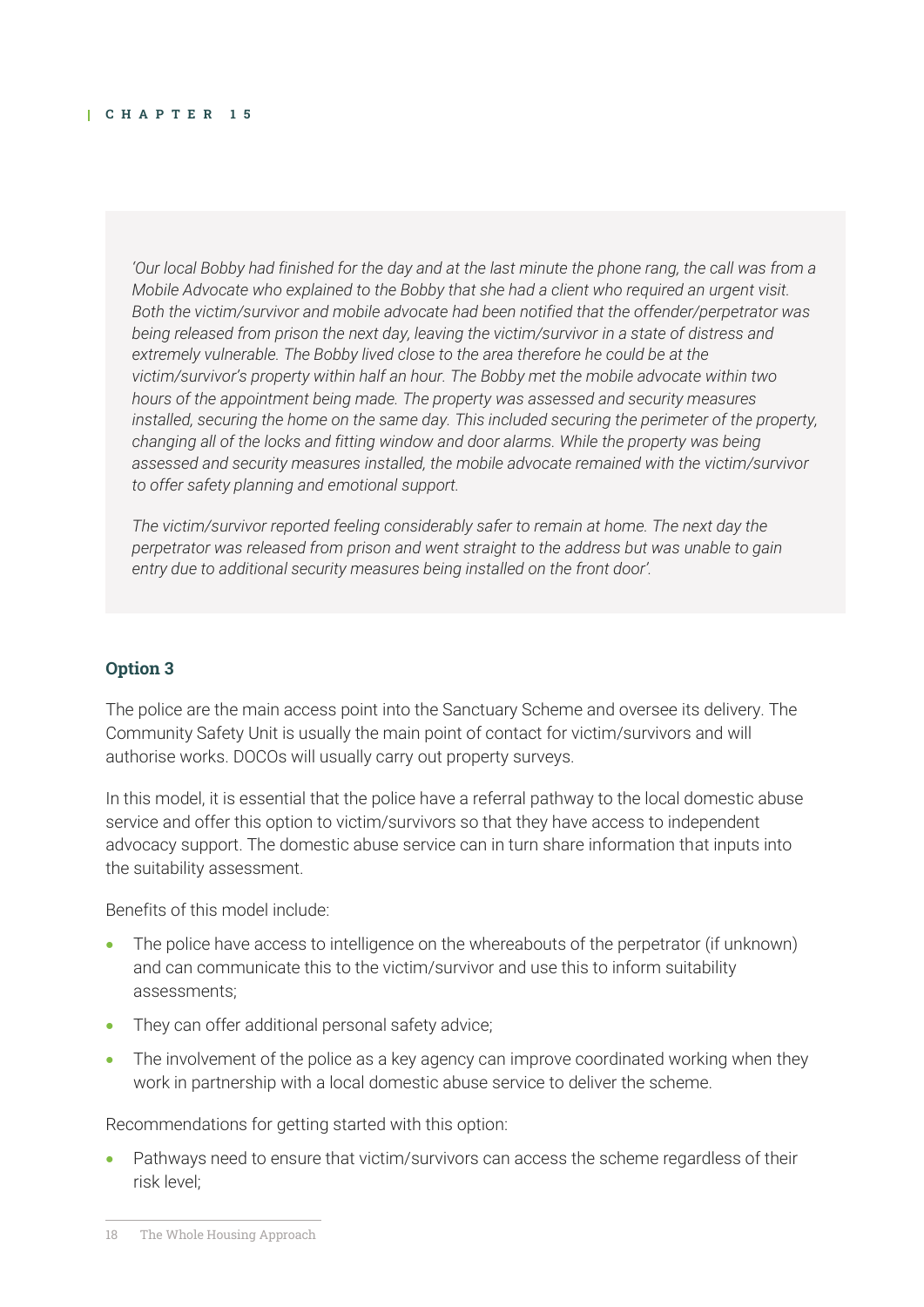*'Our local Bobby had finished for the day and at the last minute the phone rang, the call was from a Mobile Advocate who explained to the Bobby that she had a client who required an urgent visit. Both the victim/survivor and mobile advocate had been notified that the offender/perpetrator was being released from prison the next day, leaving the victim/survivor in a state of distress and extremely vulnerable. The Bobby lived close to the area therefore he could be at the victim/survivor's property within half an hour. The Bobby met the mobile advocate within two hours of the appointment being made. The property was assessed and security measures installed, securing the home on the same day. This included securing the perimeter of the property, changing all of the locks and fitting window and door alarms. While the property was being assessed and security measures installed, the mobile advocate remained with the victim/survivor to offer safety planning and emotional support.*

*The victim/survivor reported feeling considerably safer to remain at home. The next day the perpetrator was released from prison and went straight to the address but was unable to gain entry due to additional security measures being installed on the front door'.*

### Option 3

The police are the main access point into the Sanctuary Scheme and oversee its delivery. The Community Safety Unit is usually the main point of contact for victim/survivors and will authorise works. DOCOs will usually carry out property surveys.

In this model, it is essential that the police have a referral pathway to the local domestic abuse service and offer this option to victim/survivors so that they have access to independent advocacy support. The domestic abuse service can in turn share information that inputs into the suitability assessment.

Benefits of this model include:

- The police have access to intelligence on the whereabouts of the perpetrator (if unknown) and can communicate this to the victim/survivor and use this to inform suitability assessments;
- They can offer additional personal safety advice;
- The involvement of the police as a key agency can improve coordinated working when they work in partnership with a local domestic abuse service to deliver the scheme.

Recommendations for getting started with this option:

- Pathways need to ensure that victim/survivors can access the scheme regardless of their risk level;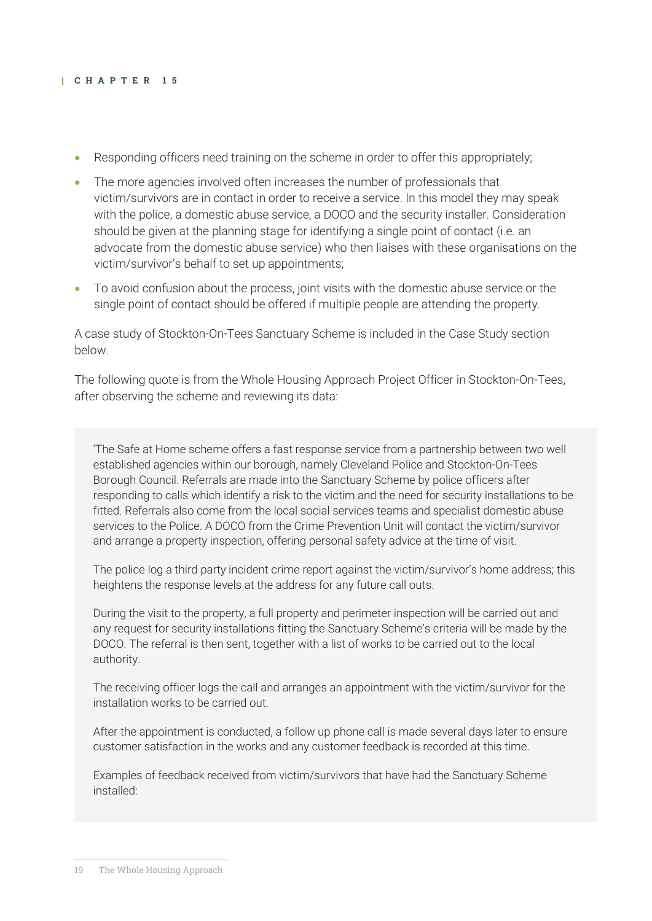- Responding officers need training on the scheme in order to offer this appropriately;
- The more agencies involved often increases the number of professionals that victim/survivors are in contact in order to receive a service. In this model they may speak with the police, a domestic abuse service, a DOCO and the security installer. Consideration should be given at the planning stage for identifying a single point of contact (i.e. an advocate from the domestic abuse service) who then liaises with these organisations on the victim/survivor's behalf to set up appointments;
- To avoid confusion about the process, joint visits with the domestic abuse service or the single point of contact should be offered if multiple people are attending the property.

A case study of Stockton-On-Tees Sanctuary Scheme is included in the Case Study section below.

The following quote is from the Whole Housing Approach Project Officer in Stockton-On-Tees, after observing the scheme and reviewing its data:

> 'The Safe at Home scheme offers a fast response service from a partnership between two well established agencies within our borough, namely Cleveland Police and Stockton-On-Tees Borough Council. Referrals are made into the Sanctuary Scheme by police officers after responding to calls which identify a risk to the victim and the need for security installations to be fitted. Referrals also come from the local social services teams and specialist domestic abuse services to the Police. A DOCO from the Crime Prevention Unit will contact the victim/survivor and arrange a property inspection, offering personal safety advice at the time of visit.
>
> The police log a third party incident crime report against the victim/survivor's home address; this heightens the response levels at the address for any future call outs.
>
> During the visit to the property, a full property and perimeter inspection will be carried out and any request for security installations fitting the Sanctuary Scheme's criteria will be made by the DOCO. The referral is then sent, together with a list of works to be carried out to the local authority.
>
> The receiving officer logs the call and arranges an appointment with the victim/survivor for the installation works to be carried out.
>
> After the appointment is conducted, a follow up phone call is made several days later to ensure customer satisfaction in the works and any customer feedback is recorded at this time.
>
> Examples of feedback received from victim/survivors that have had the Sanctuary Scheme installed: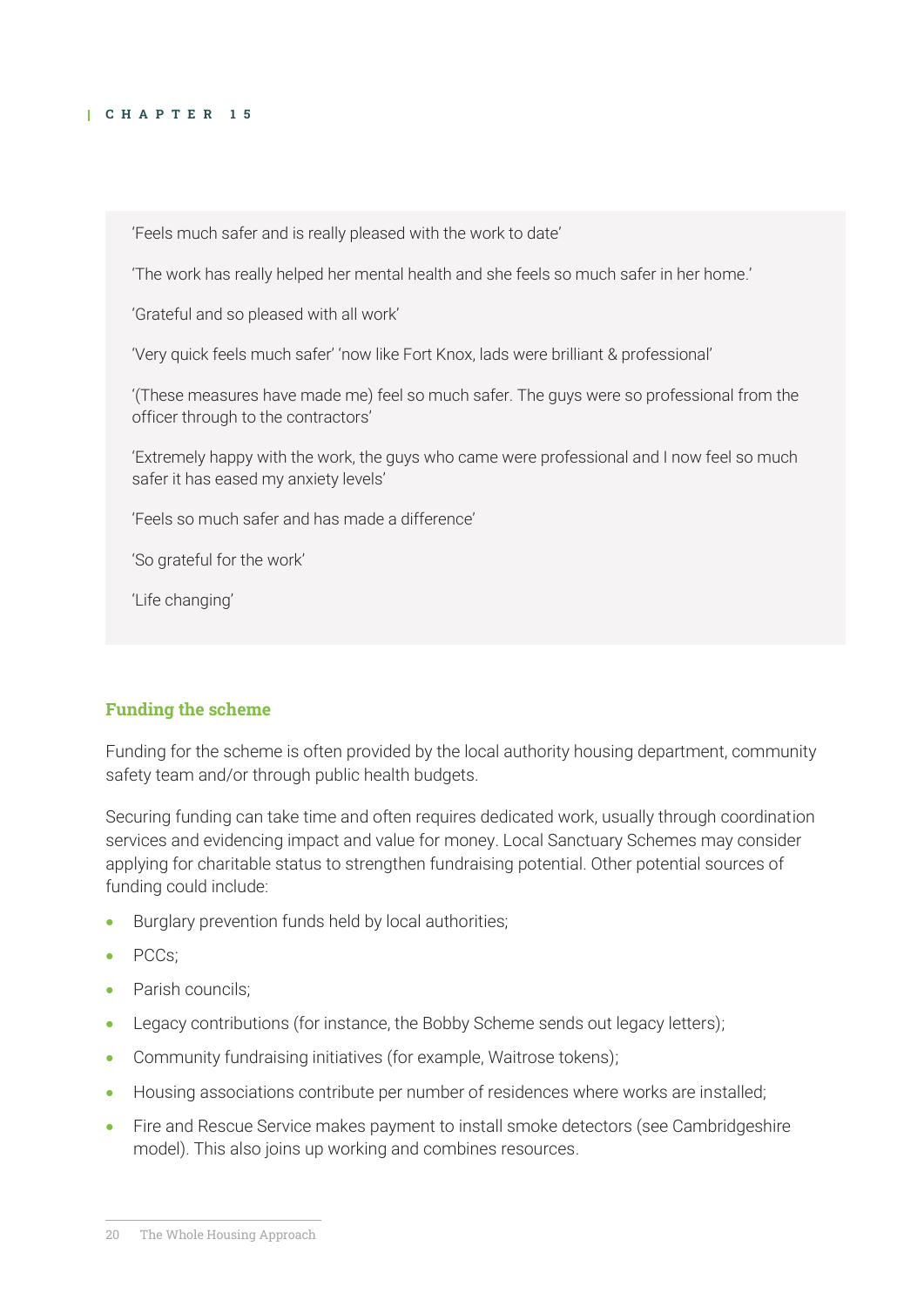'Feels much safer and is really pleased with the work to date'

'The work has really helped her mental health and she feels so much safer in her home.'

'Grateful and so pleased with all work'

'Very quick feels much safer' 'now like Fort Knox, lads were brilliant & professional'

'(These measures have made me) feel so much safer. The guys were so professional from the officer through to the contractors'

'Extremely happy with the work, the guys who came were professional and I now feel so much safer it has eased my anxiety levels'

'Feels so much safer and has made a difference'

'So grateful for the work'

'Life changing'

### Funding the scheme

Funding for the scheme is often provided by the local authority housing department, community safety team and/or through public health budgets.

Securing funding can take time and often requires dedicated work, usually through coordination services and evidencing impact and value for money. Local Sanctuary Schemes may consider applying for charitable status to strengthen fundraising potential. Other potential sources of funding could include:

- Burglary prevention funds held by local authorities;
- PCCs;
- Parish councils;
- Legacy contributions (for instance, the Bobby Scheme sends out legacy letters);
- Community fundraising initiatives (for example, Waitrose tokens);
- Housing associations contribute per number of residences where works are installed;
- Fire and Rescue Service makes payment to install smoke detectors (see Cambridgeshire model). This also joins up working and combines resources.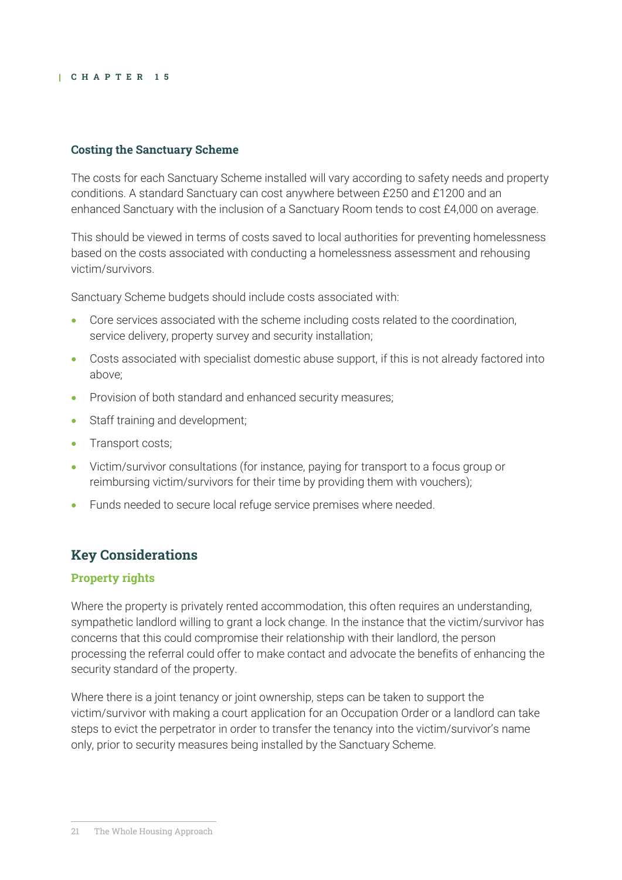### Costing the Sanctuary Scheme

The costs for each Sanctuary Scheme installed will vary according to safety needs and property conditions. A standard Sanctuary can cost anywhere between £250 and £1200 and an enhanced Sanctuary with the inclusion of a Sanctuary Room tends to cost £4,000 on average.

This should be viewed in terms of costs saved to local authorities for preventing homelessness based on the costs associated with conducting a homelessness assessment and rehousing victim/survivors.

Sanctuary Scheme budgets should include costs associated with:

- Core services associated with the scheme including costs related to the coordination, service delivery, property survey and security installation;
- Costs associated with specialist domestic abuse support, if this is not already factored into above;
- Provision of both standard and enhanced security measures;
- Staff training and development;
- Transport costs;
- Victim/survivor consultations (for instance, paying for transport to a focus group or reimbursing victim/survivors for their time by providing them with vouchers);
- Funds needed to secure local refuge service premises where needed.

## Key Considerations

### Property rights

Where the property is privately rented accommodation, this often requires an understanding, sympathetic landlord willing to grant a lock change. In the instance that the victim/survivor has concerns that this could compromise their relationship with their landlord, the person processing the referral could offer to make contact and advocate the benefits of enhancing the security standard of the property.

Where there is a joint tenancy or joint ownership, steps can be taken to support the victim/survivor with making a court application for an Occupation Order or a landlord can take steps to evict the perpetrator in order to transfer the tenancy into the victim/survivor's name only, prior to security measures being installed by the Sanctuary Scheme.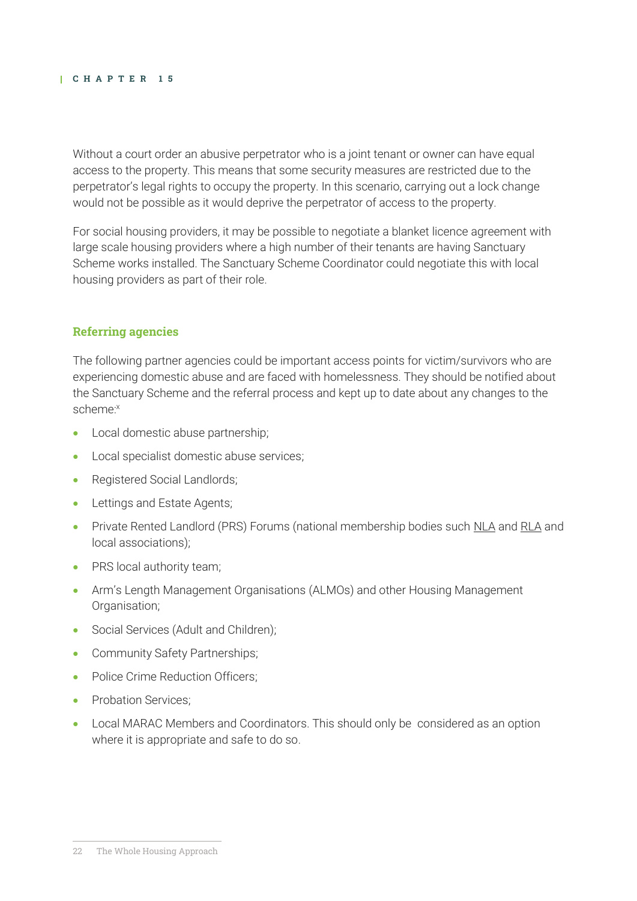Without a court order an abusive perpetrator who is a joint tenant or owner can have equal access to the property. This means that some security measures are restricted due to the perpetrator's legal rights to occupy the property. In this scenario, carrying out a lock change would not be possible as it would deprive the perpetrator of access to the property.

For social housing providers, it may be possible to negotiate a blanket licence agreement with large scale housing providers where a high number of their tenants are having Sanctuary Scheme works installed. The Sanctuary Scheme Coordinator could negotiate this with local housing providers as part of their role.

### Referring agencies

The following partner agencies could be important access points for victim/survivors who are experiencing domestic abuse and are faced with homelessness. They should be notified about the Sanctuary Scheme and the referral process and kept up to date about any changes to the scheme:[x]

- Local domestic abuse partnership;
- Local specialist domestic abuse services;
- Registered Social Landlords;
- Lettings and Estate Agents;
- Private Rented Landlord (PRS) Forums (national membership bodies such NLA and RLA and local associations);
- PRS local authority team;
- Arm's Length Management Organisations (ALMOs) and other Housing Management Organisation;
- Social Services (Adult and Children);
- Community Safety Partnerships;
- Police Crime Reduction Officers;
- Probation Services;
- Local MARAC Members and Coordinators. This should only be considered as an option where it is appropriate and safe to do so.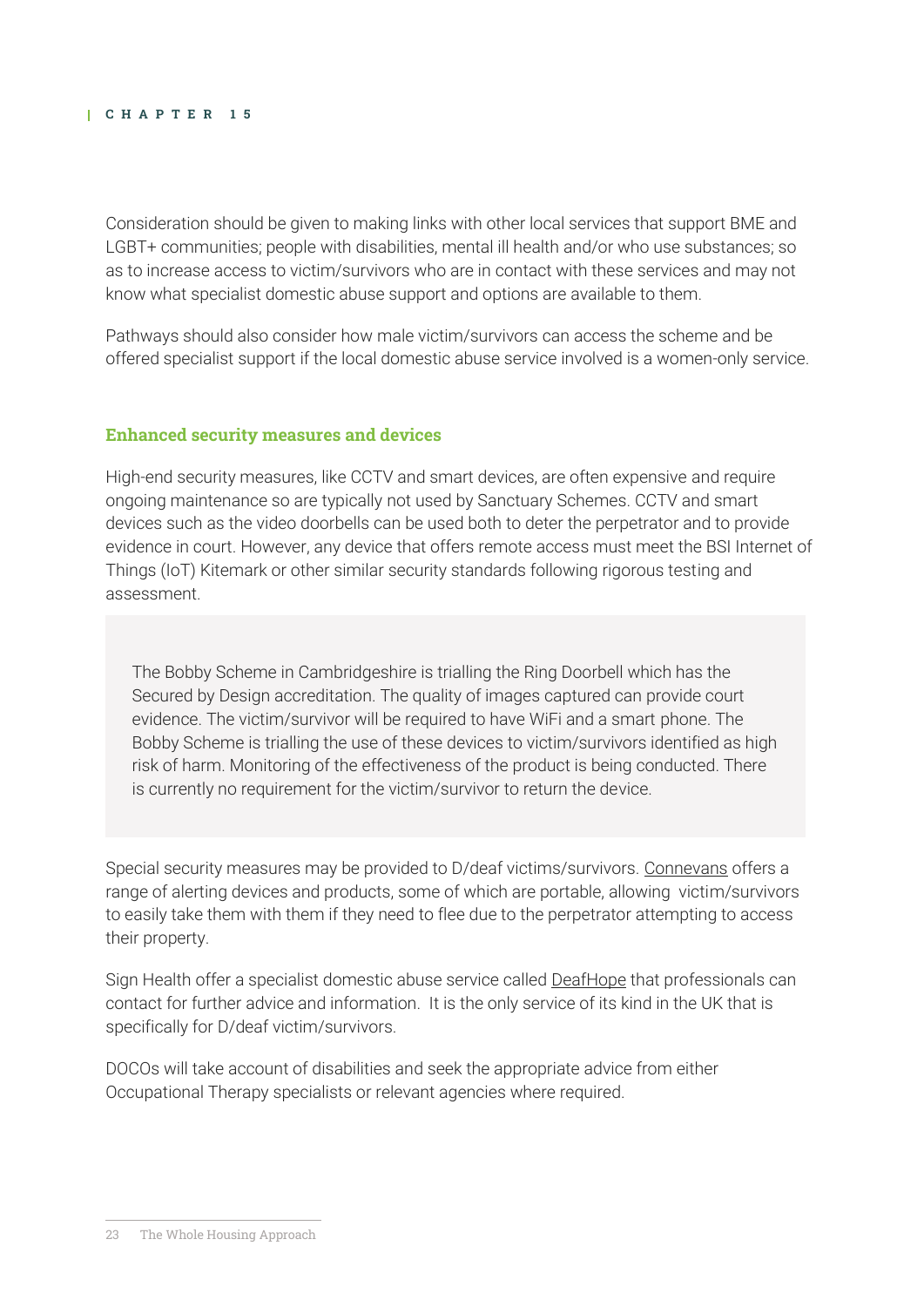Consideration should be given to making links with other local services that support BME and LGBT+ communities; people with disabilities, mental ill health and/or who use substances; so as to increase access to victim/survivors who are in contact with these services and may not know what specialist domestic abuse support and options are available to them.

Pathways should also consider how male victim/survivors can access the scheme and be offered specialist support if the local domestic abuse service involved is a women-only service.

### Enhanced security measures and devices

High-end security measures, like CCTV and smart devices, are often expensive and require ongoing maintenance so are typically not used by Sanctuary Schemes. CCTV and smart devices such as the video doorbells can be used both to deter the perpetrator and to provide evidence in court. However, any device that offers remote access must meet the BSI Internet of Things (IoT) Kitemark or other similar security standards following rigorous testing and assessment.

> The Bobby Scheme in Cambridgeshire is trialling the Ring Doorbell which has the Secured by Design accreditation. The quality of images captured can provide court evidence. The victim/survivor will be required to have WiFi and a smart phone. The Bobby Scheme is trialling the use of these devices to victim/survivors identified as high risk of harm. Monitoring of the effectiveness of the product is being conducted. There is currently no requirement for the victim/survivor to return the device.

Special security measures may be provided to D/deaf victims/survivors. Connevans offers a range of alerting devices and products, some of which are portable, allowing victim/survivors to easily take them with them if they need to flee due to the perpetrator attempting to access their property.

Sign Health offer a specialist domestic abuse service called DeafHope that professionals can contact for further advice and information. It is the only service of its kind in the UK that is specifically for D/deaf victim/survivors.

DOCOs will take account of disabilities and seek the appropriate advice from either Occupational Therapy specialists or relevant agencies where required.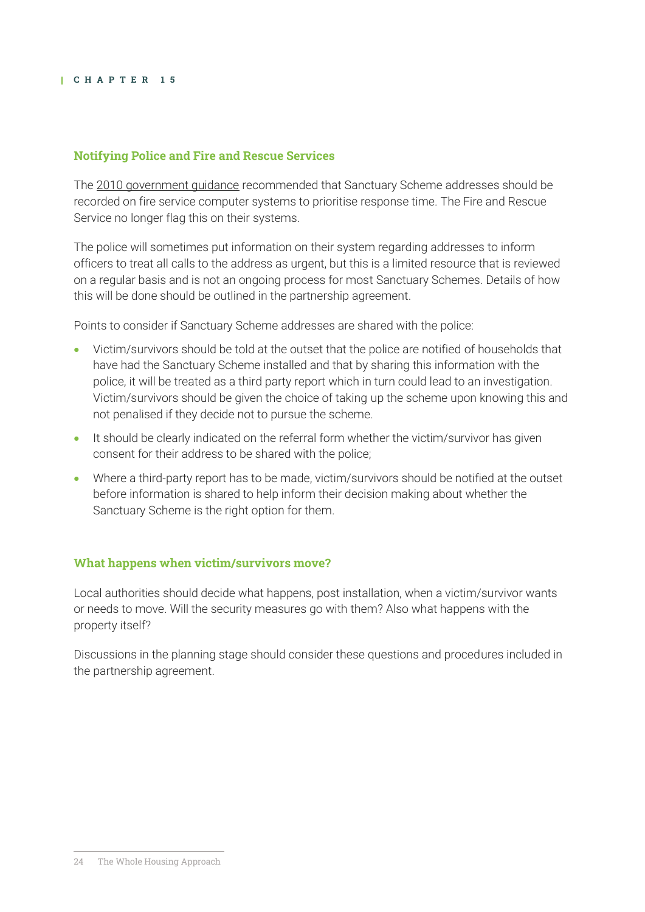## Notifying Police and Fire and Rescue Services

The 2010 government guidance recommended that Sanctuary Scheme addresses should be recorded on fire service computer systems to prioritise response time. The Fire and Rescue Service no longer flag this on their systems.

The police will sometimes put information on their system regarding addresses to inform officers to treat all calls to the address as urgent, but this is a limited resource that is reviewed on a regular basis and is not an ongoing process for most Sanctuary Schemes. Details of how this will be done should be outlined in the partnership agreement.

Points to consider if Sanctuary Scheme addresses are shared with the police:

- Victim/survivors should be told at the outset that the police are notified of households that have had the Sanctuary Scheme installed and that by sharing this information with the police, it will be treated as a third party report which in turn could lead to an investigation. Victim/survivors should be given the choice of taking up the scheme upon knowing this and not penalised if they decide not to pursue the scheme.
- It should be clearly indicated on the referral form whether the victim/survivor has given consent for their address to be shared with the police;
- Where a third-party report has to be made, victim/survivors should be notified at the outset before information is shared to help inform their decision making about whether the Sanctuary Scheme is the right option for them.

## What happens when victim/survivors move?

Local authorities should decide what happens, post installation, when a victim/survivor wants or needs to move. Will the security measures go with them? Also what happens with the property itself?

Discussions in the planning stage should consider these questions and procedures included in the partnership agreement.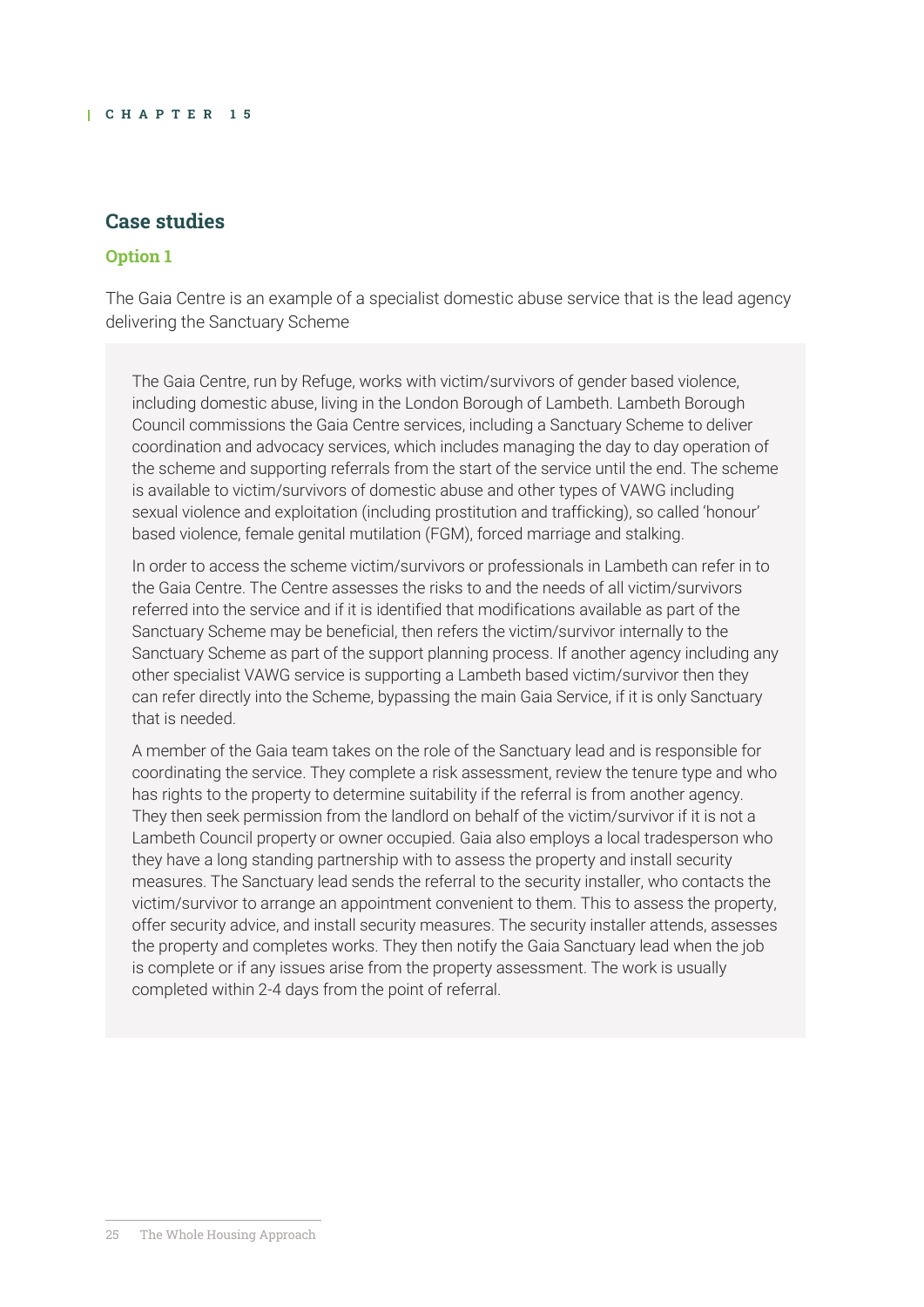## Case studies

### Option 1

The Gaia Centre is an example of a specialist domestic abuse service that is the lead agency delivering the Sanctuary Scheme

> The Gaia Centre, run by Refuge, works with victim/survivors of gender based violence, including domestic abuse, living in the London Borough of Lambeth. Lambeth Borough Council commissions the Gaia Centre services, including a Sanctuary Scheme to deliver coordination and advocacy services, which includes managing the day to day operation of the scheme and supporting referrals from the start of the service until the end. The scheme is available to victim/survivors of domestic abuse and other types of VAWG including sexual violence and exploitation (including prostitution and trafficking), so called 'honour' based violence, female genital mutilation (FGM), forced marriage and stalking.
>
> In order to access the scheme victim/survivors or professionals in Lambeth can refer in to the Gaia Centre. The Centre assesses the risks to and the needs of all victim/survivors referred into the service and if it is identified that modifications available as part of the Sanctuary Scheme may be beneficial, then refers the victim/survivor internally to the Sanctuary Scheme as part of the support planning process. If another agency including any other specialist VAWG service is supporting a Lambeth based victim/survivor then they can refer directly into the Scheme, bypassing the main Gaia Service, if it is only Sanctuary that is needed.
>
> A member of the Gaia team takes on the role of the Sanctuary lead and is responsible for coordinating the service. They complete a risk assessment, review the tenure type and who has rights to the property to determine suitability if the referral is from another agency. They then seek permission from the landlord on behalf of the victim/survivor if it is not a Lambeth Council property or owner occupied. Gaia also employs a local tradesperson who they have a long standing partnership with to assess the property and install security measures. The Sanctuary lead sends the referral to the security installer, who contacts the victim/survivor to arrange an appointment convenient to them. This to assess the property, offer security advice, and install security measures. The security installer attends, assesses the property and completes works. They then notify the Gaia Sanctuary lead when the job is complete or if any issues arise from the property assessment. The work is usually completed within 2-4 days from the point of referral.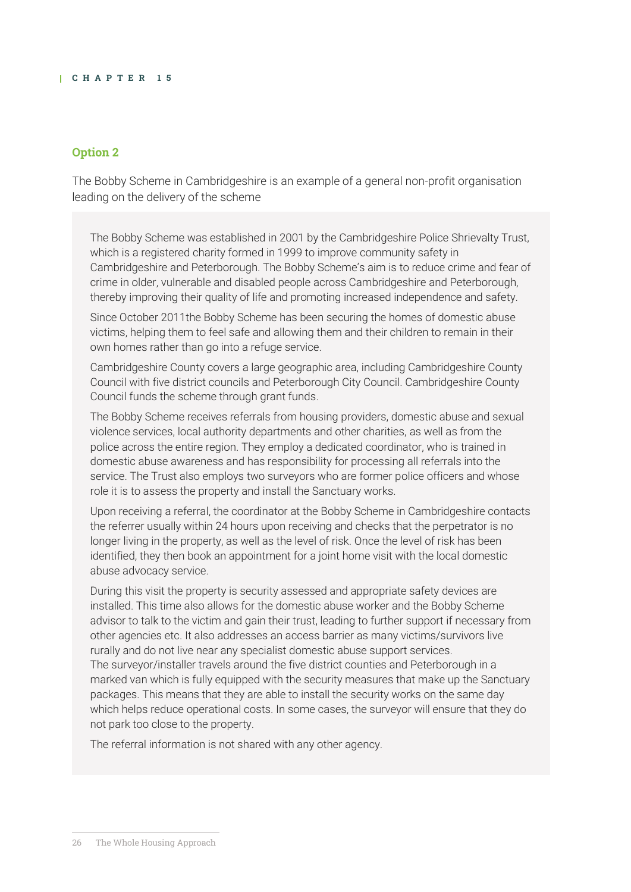## Option 2

The Bobby Scheme in Cambridgeshire is an example of a general non-profit organisation leading on the delivery of the scheme

The Bobby Scheme was established in 2001 by the Cambridgeshire Police Shrievalty Trust, which is a registered charity formed in 1999 to improve community safety in Cambridgeshire and Peterborough. The Bobby Scheme's aim is to reduce crime and fear of crime in older, vulnerable and disabled people across Cambridgeshire and Peterborough, thereby improving their quality of life and promoting increased independence and safety.

Since October 2011the Bobby Scheme has been securing the homes of domestic abuse victims, helping them to feel safe and allowing them and their children to remain in their own homes rather than go into a refuge service.

Cambridgeshire County covers a large geographic area, including Cambridgeshire County Council with five district councils and Peterborough City Council. Cambridgeshire County Council funds the scheme through grant funds.

The Bobby Scheme receives referrals from housing providers, domestic abuse and sexual violence services, local authority departments and other charities, as well as from the police across the entire region. They employ a dedicated coordinator, who is trained in domestic abuse awareness and has responsibility for processing all referrals into the service. The Trust also employs two surveyors who are former police officers and whose role it is to assess the property and install the Sanctuary works.

Upon receiving a referral, the coordinator at the Bobby Scheme in Cambridgeshire contacts the referrer usually within 24 hours upon receiving and checks that the perpetrator is no longer living in the property, as well as the level of risk. Once the level of risk has been identified, they then book an appointment for a joint home visit with the local domestic abuse advocacy service.

During this visit the property is security assessed and appropriate safety devices are installed. This time also allows for the domestic abuse worker and the Bobby Scheme advisor to talk to the victim and gain their trust, leading to further support if necessary from other agencies etc. It also addresses an access barrier as many victims/survivors live rurally and do not live near any specialist domestic abuse support services.
The surveyor/installer travels around the five district counties and Peterborough in a marked van which is fully equipped with the security measures that make up the Sanctuary packages. This means that they are able to install the security works on the same day which helps reduce operational costs. In some cases, the surveyor will ensure that they do not park too close to the property.

The referral information is not shared with any other agency.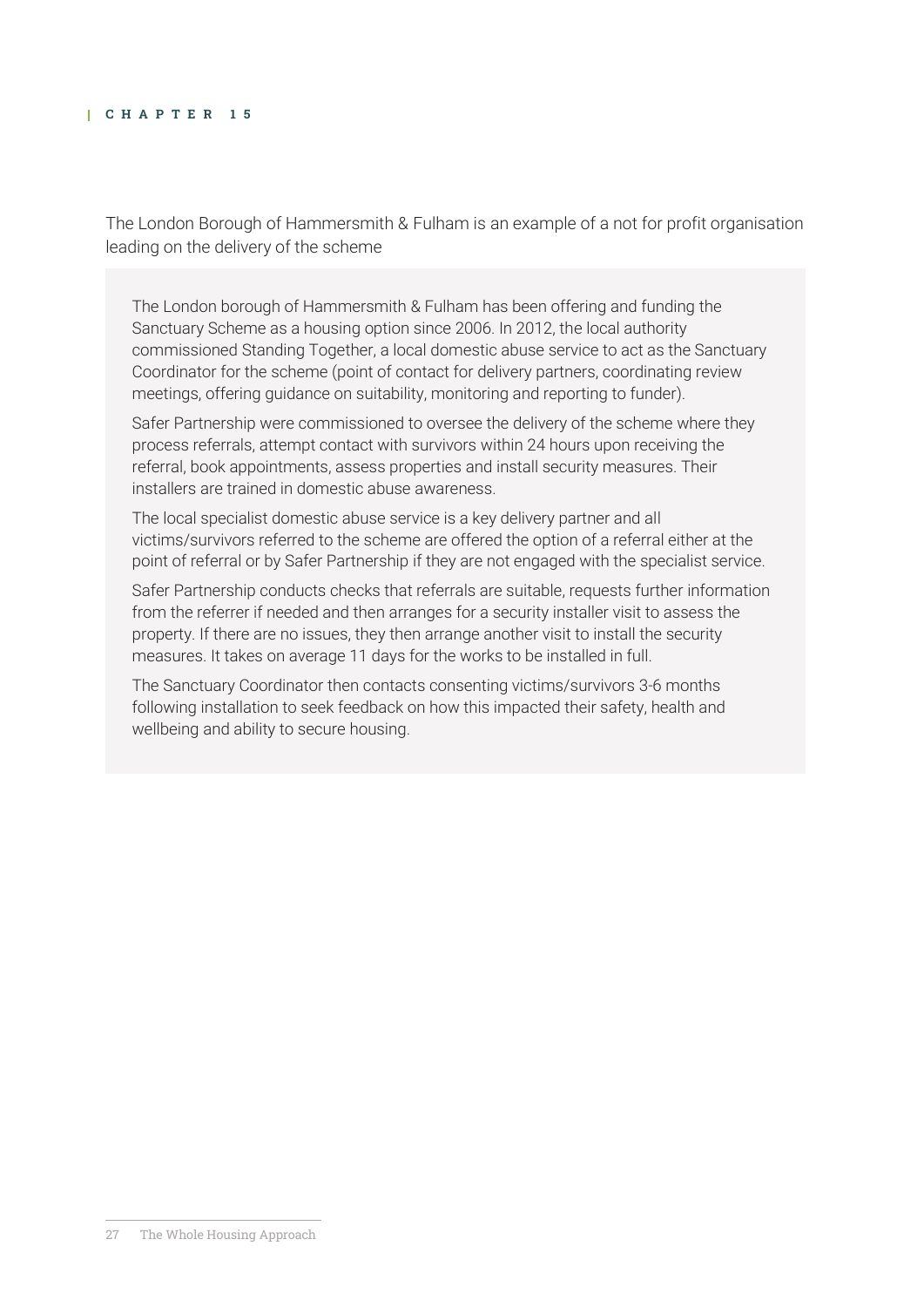The London Borough of Hammersmith & Fulham is an example of a not for profit organisation leading on the delivery of the scheme

> The London borough of Hammersmith & Fulham has been offering and funding the Sanctuary Scheme as a housing option since 2006. In 2012, the local authority commissioned Standing Together, a local domestic abuse service to act as the Sanctuary Coordinator for the scheme (point of contact for delivery partners, coordinating review meetings, offering guidance on suitability, monitoring and reporting to funder).
>
> Safer Partnership were commissioned to oversee the delivery of the scheme where they process referrals, attempt contact with survivors within 24 hours upon receiving the referral, book appointments, assess properties and install security measures. Their installers are trained in domestic abuse awareness.
>
> The local specialist domestic abuse service is a key delivery partner and all victims/survivors referred to the scheme are offered the option of a referral either at the point of referral or by Safer Partnership if they are not engaged with the specialist service.
>
> Safer Partnership conducts checks that referrals are suitable, requests further information from the referrer if needed and then arranges for a security installer visit to assess the property. If there are no issues, they then arrange another visit to install the security measures. It takes on average 11 days for the works to be installed in full.
>
> The Sanctuary Coordinator then contacts consenting victims/survivors 3-6 months following installation to seek feedback on how this impacted their safety, health and wellbeing and ability to secure housing.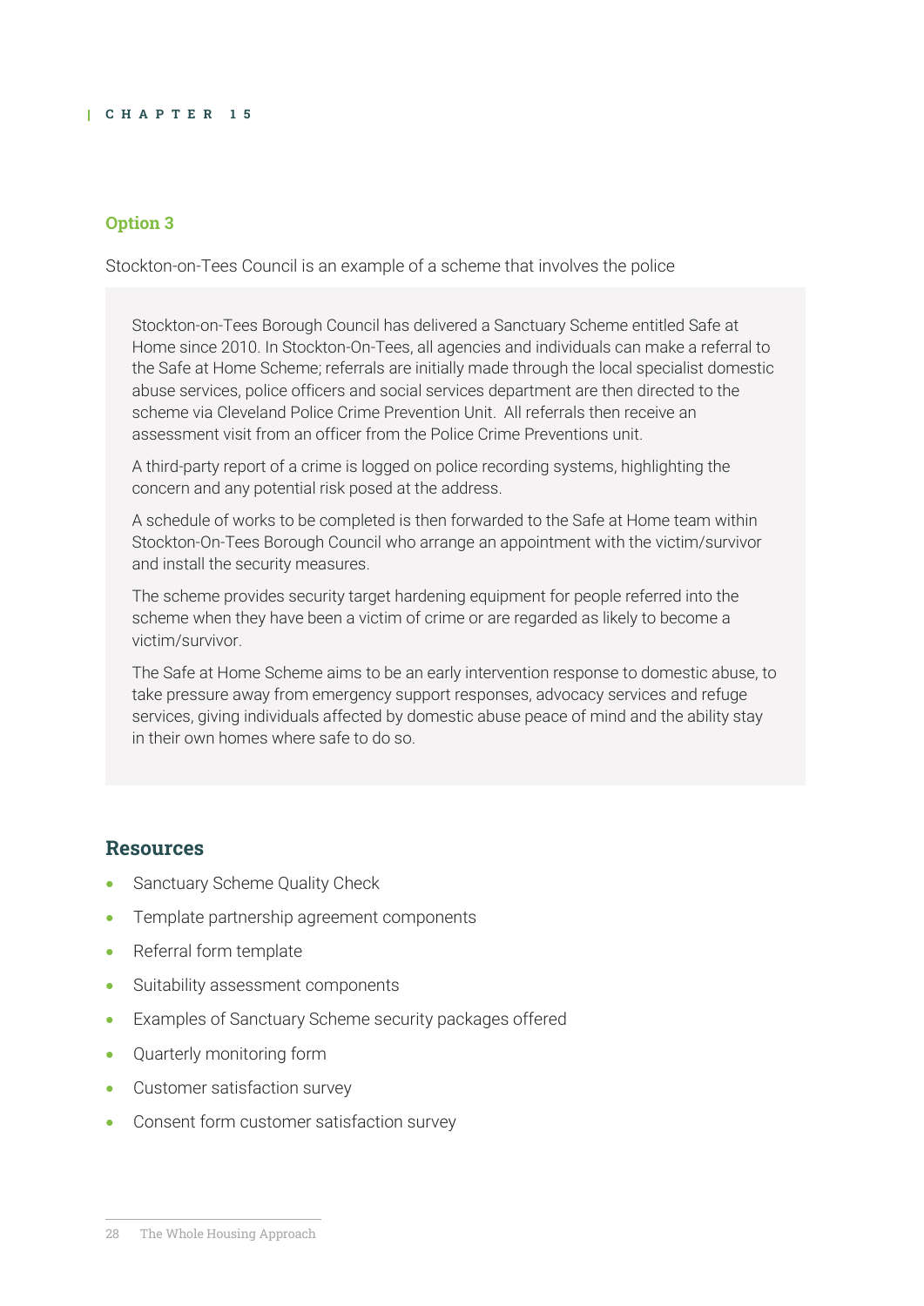### Option 3

Stockton-on-Tees Council is an example of a scheme that involves the police

> Stockton-on-Tees Borough Council has delivered a Sanctuary Scheme entitled Safe at Home since 2010. In Stockton-On-Tees, all agencies and individuals can make a referral to the Safe at Home Scheme; referrals are initially made through the local specialist domestic abuse services, police officers and social services department are then directed to the scheme via Cleveland Police Crime Prevention Unit. All referrals then receive an assessment visit from an officer from the Police Crime Preventions unit.
>
> A third-party report of a crime is logged on police recording systems, highlighting the concern and any potential risk posed at the address.
>
> A schedule of works to be completed is then forwarded to the Safe at Home team within Stockton-On-Tees Borough Council who arrange an appointment with the victim/survivor and install the security measures.
>
> The scheme provides security target hardening equipment for people referred into the scheme when they have been a victim of crime or are regarded as likely to become a victim/survivor.
>
> The Safe at Home Scheme aims to be an early intervention response to domestic abuse, to take pressure away from emergency support responses, advocacy services and refuge services, giving individuals affected by domestic abuse peace of mind and the ability stay in their own homes where safe to do so.

## Resources

- Sanctuary Scheme Quality Check
- Template partnership agreement components
- Referral form template
- Suitability assessment components
- Examples of Sanctuary Scheme security packages offered
- Quarterly monitoring form
- Customer satisfaction survey
- Consent form customer satisfaction survey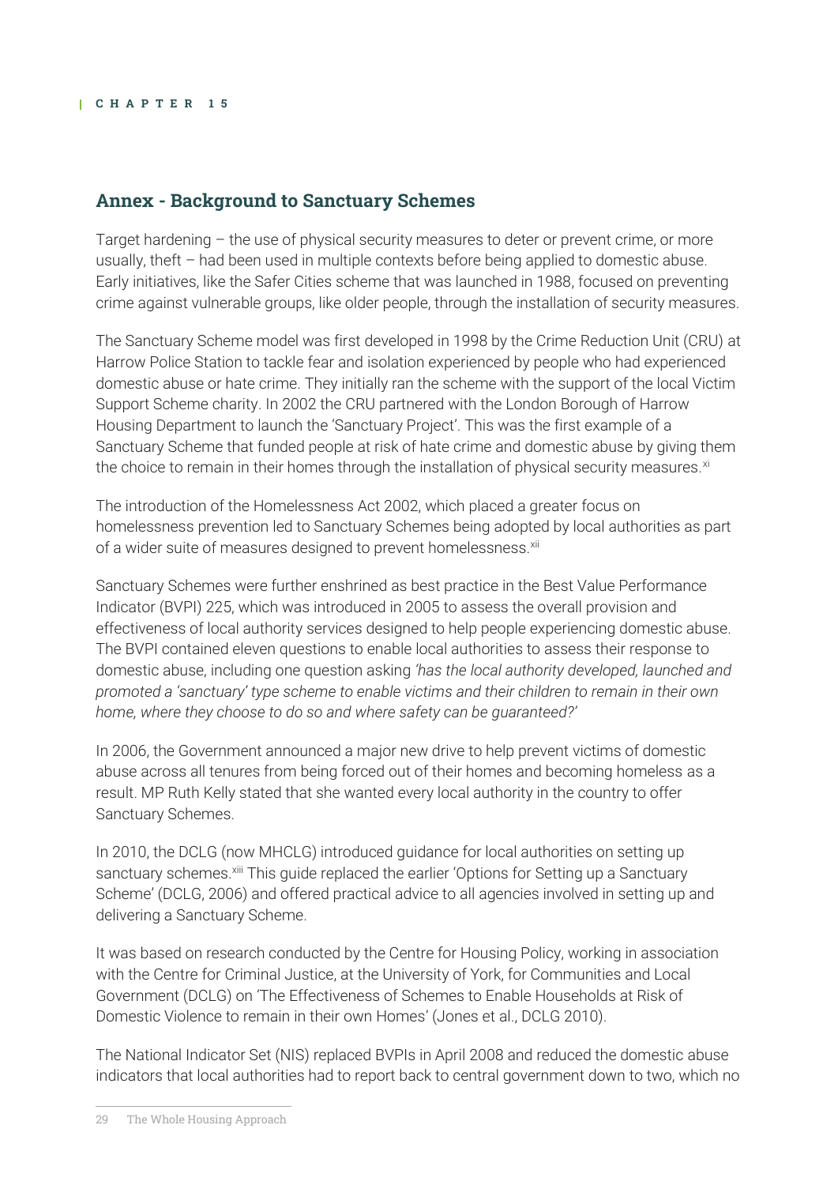## Annex - Background to Sanctuary Schemes

Target hardening – the use of physical security measures to deter or prevent crime, or more usually, theft – had been used in multiple contexts before being applied to domestic abuse. Early initiatives, like the Safer Cities scheme that was launched in 1988, focused on preventing crime against vulnerable groups, like older people, through the installation of security measures.

The Sanctuary Scheme model was first developed in 1998 by the Crime Reduction Unit (CRU) at Harrow Police Station to tackle fear and isolation experienced by people who had experienced domestic abuse or hate crime. They initially ran the scheme with the support of the local Victim Support Scheme charity. In 2002 the CRU partnered with the London Borough of Harrow Housing Department to launch the 'Sanctuary Project'. This was the first example of a Sanctuary Scheme that funded people at risk of hate crime and domestic abuse by giving them the choice to remain in their homes through the installation of physical security measures.[xi]

The introduction of the Homelessness Act 2002, which placed a greater focus on homelessness prevention led to Sanctuary Schemes being adopted by local authorities as part of a wider suite of measures designed to prevent homelessness.[xii]

Sanctuary Schemes were further enshrined as best practice in the Best Value Performance Indicator (BVPI) 225, which was introduced in 2005 to assess the overall provision and effectiveness of local authority services designed to help people experiencing domestic abuse. The BVPI contained eleven questions to enable local authorities to assess their response to domestic abuse, including one question asking *'has the local authority developed, launched and promoted a 'sanctuary' type scheme to enable victims and their children to remain in their own home, where they choose to do so and where safety can be guaranteed?'*

In 2006, the Government announced a major new drive to help prevent victims of domestic abuse across all tenures from being forced out of their homes and becoming homeless as a result. MP Ruth Kelly stated that she wanted every local authority in the country to offer Sanctuary Schemes.

In 2010, the DCLG (now MHCLG) introduced guidance for local authorities on setting up sanctuary schemes.[xiii] This guide replaced the earlier 'Options for Setting up a Sanctuary Scheme' (DCLG, 2006) and offered practical advice to all agencies involved in setting up and delivering a Sanctuary Scheme.

It was based on research conducted by the Centre for Housing Policy, working in association with the Centre for Criminal Justice, at the University of York, for Communities and Local Government (DCLG) on 'The Effectiveness of Schemes to Enable Households at Risk of Domestic Violence to remain in their own Homes' (Jones et al., DCLG 2010).

The National Indicator Set (NIS) replaced BVPIs in April 2008 and reduced the domestic abuse indicators that local authorities had to report back to central government down to two, which no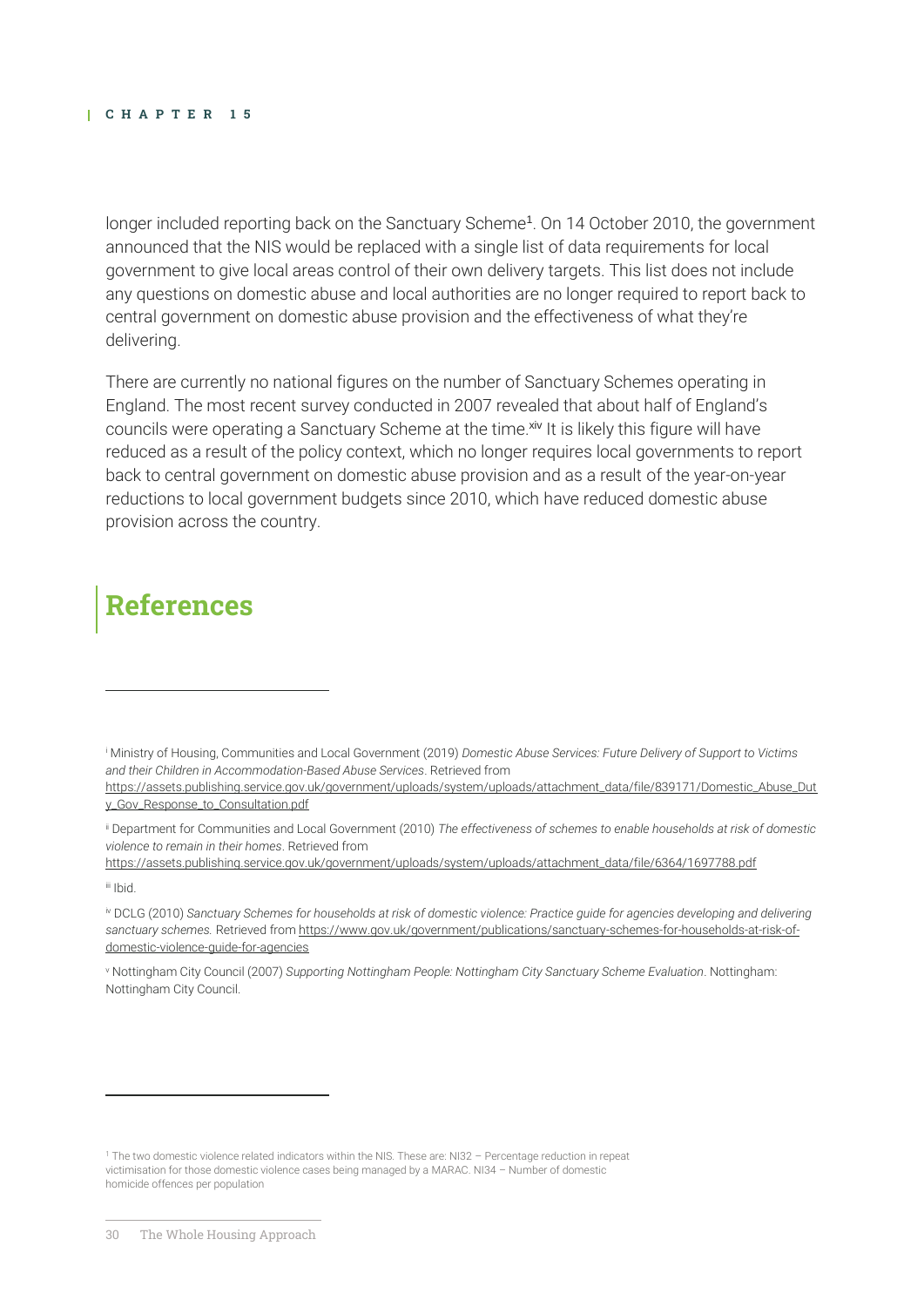longer included reporting back on the Sanctuary Scheme[1]. On 14 October 2010, the government announced that the NIS would be replaced with a single list of data requirements for local government to give local areas control of their own delivery targets. This list does not include any questions on domestic abuse and local authorities are no longer required to report back to central government on domestic abuse provision and the effectiveness of what they're delivering.

There are currently no national figures on the number of Sanctuary Schemes operating in England. The most recent survey conducted in 2007 revealed that about half of England's councils were operating a Sanctuary Scheme at the time.[xiv] It is likely this figure will have reduced as a result of the policy context, which no longer requires local governments to report back to central government on domestic abuse provision and as a result of the year-on-year reductions to local government budgets since 2010, which have reduced domestic abuse provision across the country.

## References

---

[i] Ministry of Housing, Communities and Local Government (2019) *Domestic Abuse Services: Future Delivery of Support to Victims and their Children in Accommodation-Based Abuse Services*. Retrieved from https://assets.publishing.service.gov.uk/government/uploads/system/uploads/attachment_data/file/839171/Domestic_Abuse_Duty_Gov_Response_to_Consultation.pdf

[ii] Department for Communities and Local Government (2010) *The effectiveness of schemes to enable households at risk of domestic violence to remain in their homes*. Retrieved from https://assets.publishing.service.gov.uk/government/uploads/system/uploads/attachment_data/file/6364/1697788.pdf

[iii] Ibid.

[iv] DCLG (2010) *Sanctuary Schemes for households at risk of domestic violence: Practice guide for agencies developing and delivering sanctuary schemes.* Retrieved from https://www.gov.uk/government/publications/sanctuary-schemes-for-households-at-risk-of-domestic-violence-guide-for-agencies

[v] Nottingham City Council (2007) *Supporting Nottingham People: Nottingham City Sanctuary Scheme Evaluation*. Nottingham: Nottingham City Council.

---

[1] The two domestic violence related indicators within the NIS. These are: NI32 – Percentage reduction in repeat victimisation for those domestic violence cases being managed by a MARAC. NI34 – Number of domestic homicide offences per population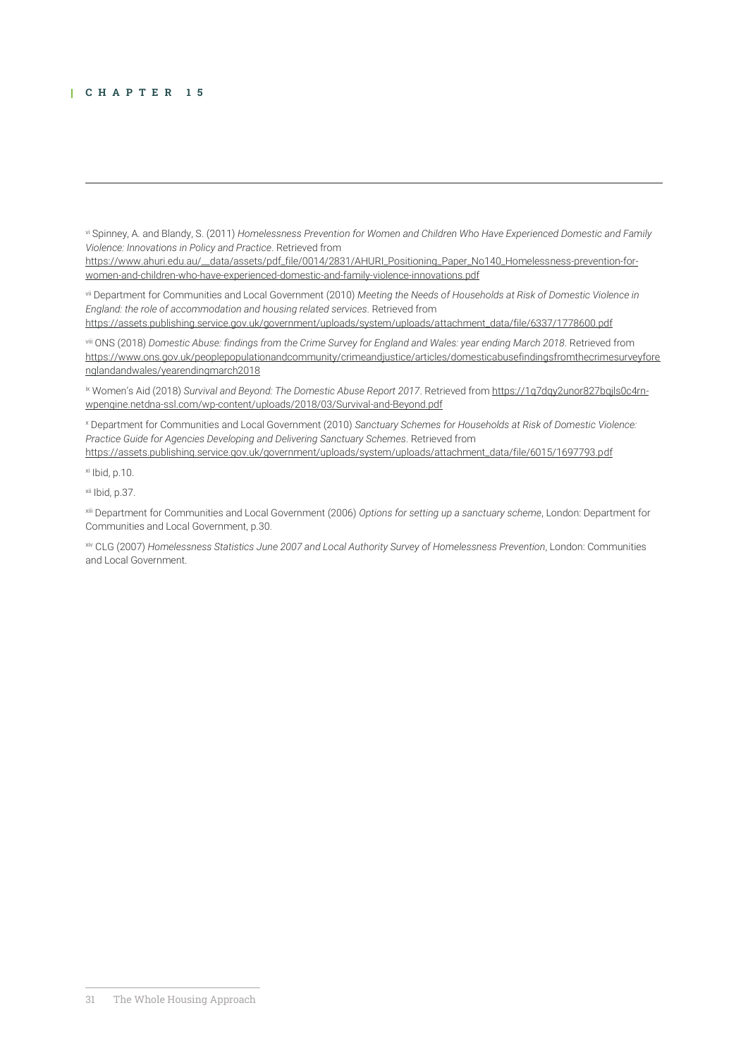[vi] Spinney, A. and Blandy, S. (2011) *Homelessness Prevention for Women and Children Who Have Experienced Domestic and Family Violence: Innovations in Policy and Practice*. Retrieved from https://www.ahuri.edu.au/__data/assets/pdf_file/0014/2831/AHURI_Positioning_Paper_No140_Homelessness-prevention-for-women-and-children-who-have-experienced-domestic-and-family-violence-innovations.pdf

[vii] Department for Communities and Local Government (2010) *Meeting the Needs of Households at Risk of Domestic Violence in England: the role of accommodation and housing related services*. Retrieved from https://assets.publishing.service.gov.uk/government/uploads/system/uploads/attachment_data/file/6337/1778600.pdf

[viii] ONS (2018) *Domestic Abuse: findings from the Crime Survey for England and Wales: year ending March 2018*. Retrieved from https://www.ons.gov.uk/peoplepopulationandcommunity/crimeandjustice/articles/domesticabusefindingsfromthecrimesurveyforenglandandwales/yearendingmarch2018

[ix] Women's Aid (2018) *Survival and Beyond: The Domestic Abuse Report 2017*. Retrieved from https://1q7dqy2unor827bqjls0c4rn-wpengine.netdna-ssl.com/wp-content/uploads/2018/03/Survival-and-Beyond.pdf

[x] Department for Communities and Local Government (2010) *Sanctuary Schemes for Households at Risk of Domestic Violence: Practice Guide for Agencies Developing and Delivering Sanctuary Schemes*. Retrieved from https://assets.publishing.service.gov.uk/government/uploads/system/uploads/attachment_data/file/6015/1697793.pdf

[xi] Ibid, p.10.

[xii] Ibid, p.37.

[xiii] Department for Communities and Local Government (2006) *Options for setting up a sanctuary scheme*, London: Department for Communities and Local Government, p.30.

[xiv] CLG (2007) *Homelessness Statistics June 2007 and Local Authority Survey of Homelessness Prevention*, London: Communities and Local Government.